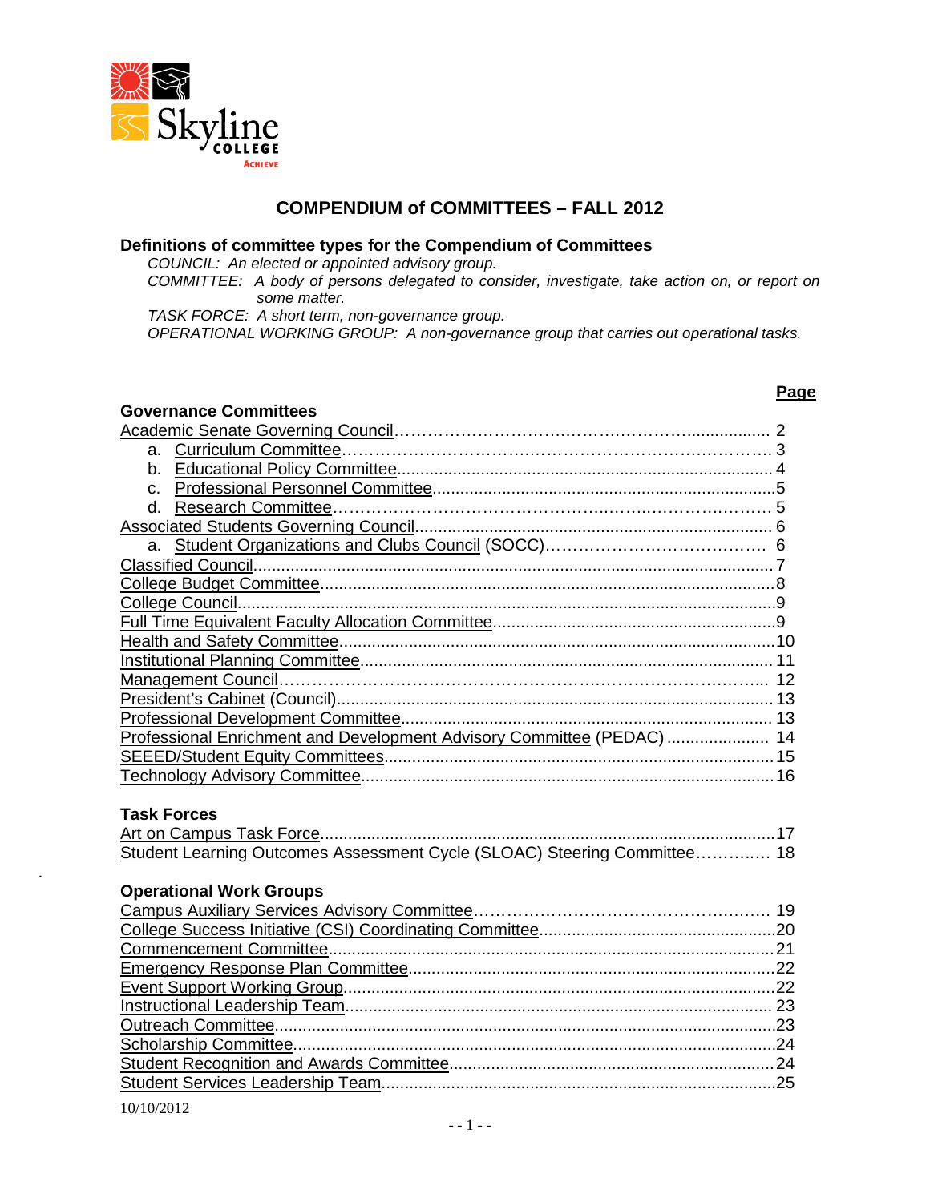# COMPENDIUM of COMMITTEES – FALL 2012

## Definitions of committee types for the Compendium of Committees

*COUNCIL: An elected or appointed advisory group.*

*COMMITTEE: A body of persons delegated to consider, investigate, take action on, or report on some matter.*

*TASK FORCE: A short term, non-governance group.*

*OPERATIONAL WORKING GROUP: A non-governance group that carries out operational tasks.*

| | **Page** |
|---|---|
| **Governance Committees** | |
| Academic Senate Governing Council | 2 |
| a. Curriculum Committee | 3 |
| b. Educational Policy Committee | 4 |
| c. Professional Personnel Committee | 5 |
| d. Research Committee | 5 |
| Associated Students Governing Council | 6 |
| a. Student Organizations and Clubs Council (SOCC) | 6 |
| Classified Council | 7 |
| College Budget Committee | 8 |
| College Council | 9 |
| Full Time Equivalent Faculty Allocation Committee | 9 |
| Health and Safety Committee | 10 |
| Institutional Planning Committee | 11 |
| Management Council | 12 |
| President's Cabinet (Council) | 13 |
| Professional Development Committee | 13 |
| Professional Enrichment and Development Advisory Committee (PEDAC) | 14 |
| SEEED/Student Equity Committees | 15 |
| Technology Advisory Committee | 16 |
| **Task Forces** | |
| Art on Campus Task Force | 17 |
| Student Learning Outcomes Assessment Cycle (SLOAC) Steering Committee | 18 |
| **Operational Work Groups** | |
| Campus Auxiliary Services Advisory Committee | 19 |
| College Success Initiative (CSI) Coordinating Committee | 20 |
| Commencement Committee | 21 |
| Emergency Response Plan Committee | 22 |
| Event Support Working Group | 22 |
| Instructional Leadership Team | 23 |
| Outreach Committee | 23 |
| Scholarship Committee | 24 |
| Student Recognition and Awards Committee | 24 |
| Student Services Leadership Team | 25 |

10/10/2012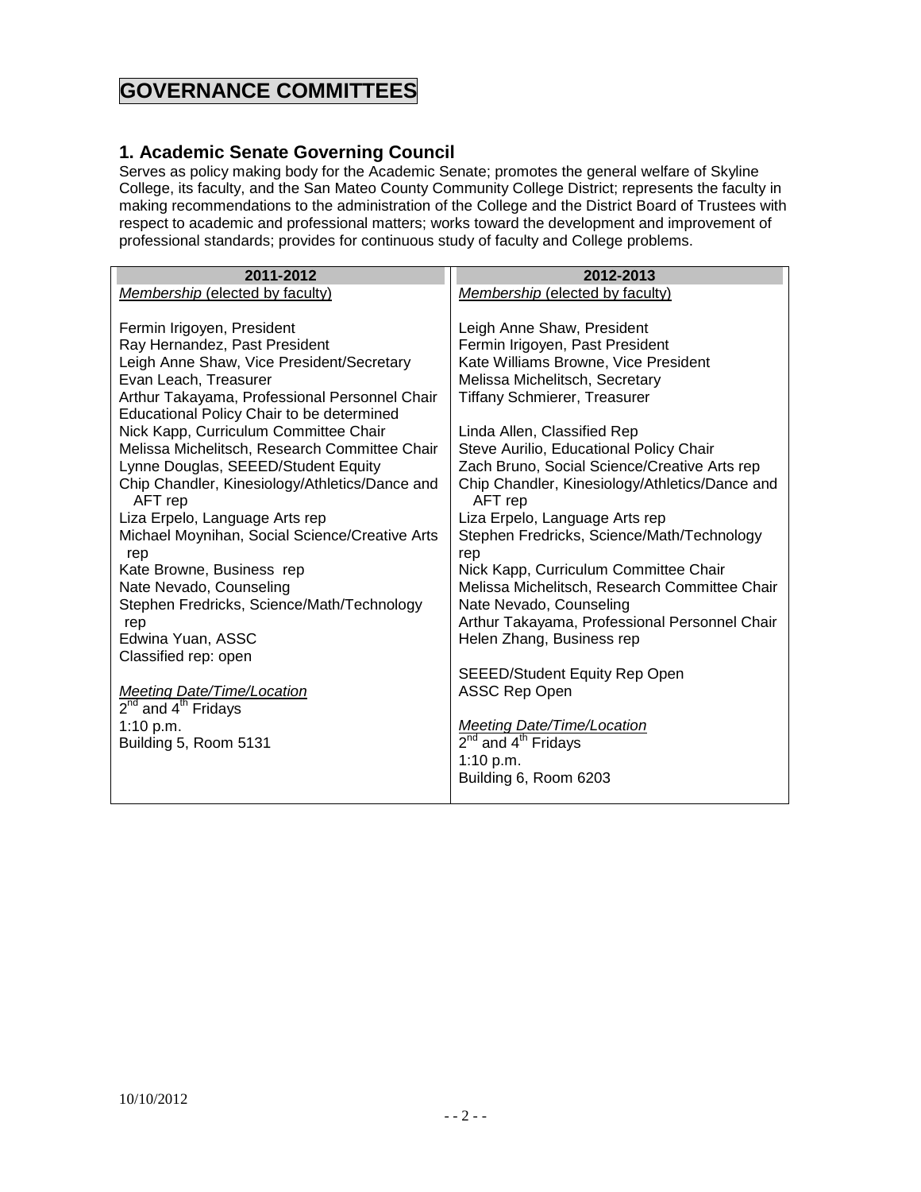# GOVERNANCE COMMITTEES

## 1. Academic Senate Governing Council

Serves as policy making body for the Academic Senate; promotes the general welfare of Skyline College, its faculty, and the San Mateo County Community College District; represents the faculty in making recommendations to the administration of the College and the District Board of Trustees with respect to academic and professional matters; works toward the development and improvement of professional standards; provides for continuous study of faculty and College problems.

| 2011-2012 | 2012-2013 |
|---|---|
| Membership (elected by faculty)<br><br>Fermin Irigoyen, President<br>Ray Hernandez, Past President<br>Leigh Anne Shaw, Vice President/Secretary<br>Evan Leach, Treasurer<br>Arthur Takayama, Professional Personnel Chair<br>Educational Policy Chair to be determined<br>Nick Kapp, Curriculum Committee Chair<br>Melissa Michelitsch, Research Committee Chair<br>Lynne Douglas, SEEED/Student Equity<br>Chip Chandler, Kinesiology/Athletics/Dance and AFT rep<br>Liza Erpelo, Language Arts rep<br>Michael Moynihan, Social Science/Creative Arts rep<br>Kate Browne, Business rep<br>Nate Nevado, Counseling<br>Stephen Fredricks, Science/Math/Technology rep<br>Edwina Yuan, ASSC<br>Classified rep: open<br><br>Meeting Date/Time/Location<br>2nd and 4th Fridays<br>1:10 p.m.<br>Building 5, Room 5131 | Membership (elected by faculty)<br><br>Leigh Anne Shaw, President<br>Fermin Irigoyen, Past President<br>Kate Williams Browne, Vice President<br>Melissa Michelitsch, Secretary<br>Tiffany Schmierer, Treasurer<br><br>Linda Allen, Classified Rep<br>Steve Aurilio, Educational Policy Chair<br>Zach Bruno, Social Science/Creative Arts rep<br>Chip Chandler, Kinesiology/Athletics/Dance and AFT rep<br>Liza Erpelo, Language Arts rep<br>Stephen Fredricks, Science/Math/Technology rep<br>Nick Kapp, Curriculum Committee Chair<br>Melissa Michelitsch, Research Committee Chair<br>Nate Nevado, Counseling<br>Arthur Takayama, Professional Personnel Chair<br>Helen Zhang, Business rep<br><br>SEEED/Student Equity Rep Open<br>ASSC Rep Open<br><br>Meeting Date/Time/Location<br>2nd and 4th Fridays<br>1:10 p.m.<br>Building 6, Room 6203 |

10/10/2012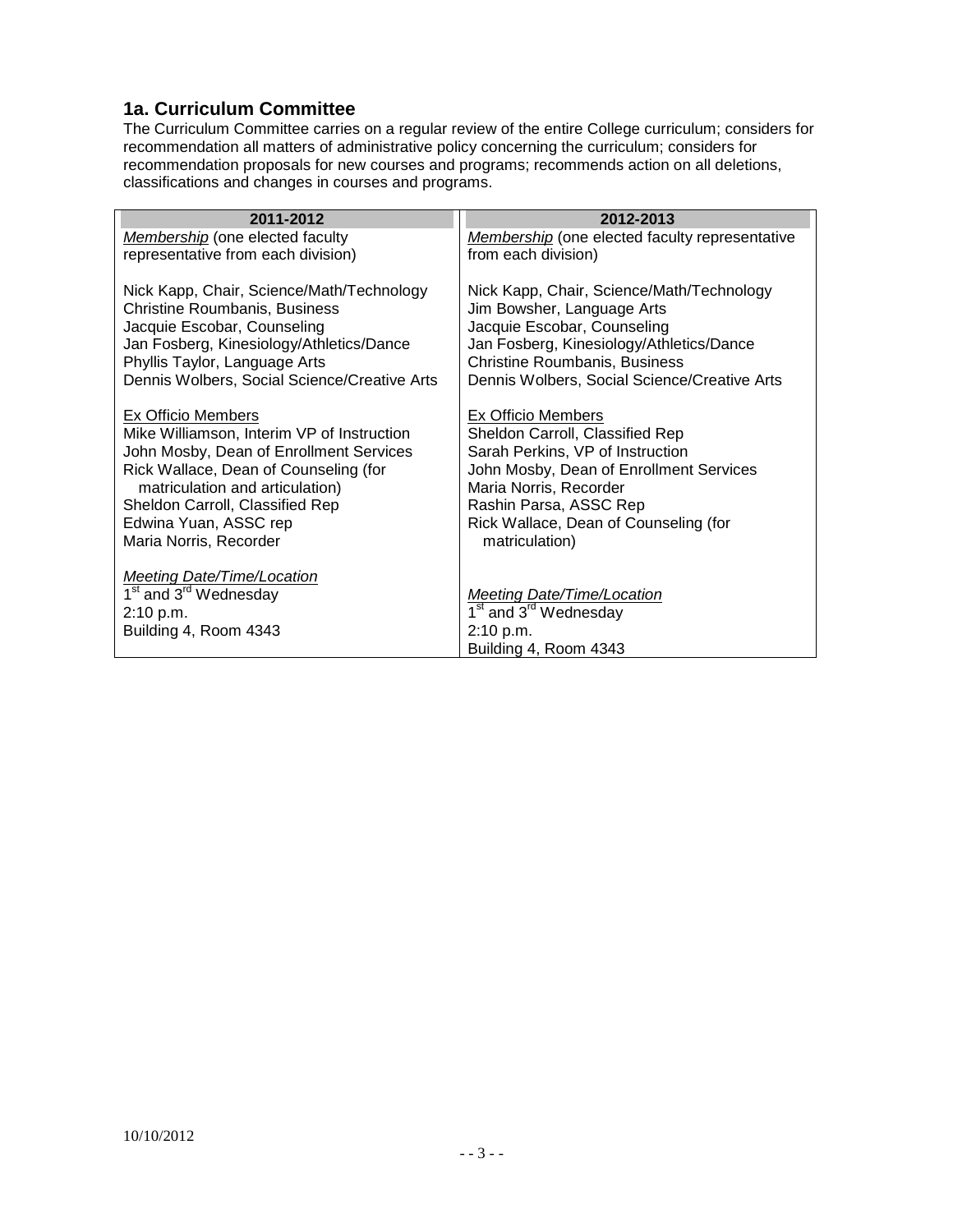## 1a. Curriculum Committee

The Curriculum Committee carries on a regular review of the entire College curriculum; considers for recommendation all matters of administrative policy concerning the curriculum; considers for recommendation proposals for new courses and programs; recommends action on all deletions, classifications and changes in courses and programs.

| 2011-2012 | 2012-2013 |
|---|---|
| *Membership* (one elected faculty representative from each division) | *Membership* (one elected faculty representative from each division) |
| Nick Kapp, Chair, Science/Math/Technology<br>Christine Roumbanis, Business<br>Jacquie Escobar, Counseling<br>Jan Fosberg, Kinesiology/Athletics/Dance<br>Phyllis Taylor, Language Arts<br>Dennis Wolbers, Social Science/Creative Arts | Nick Kapp, Chair, Science/Math/Technology<br>Jim Bowsher, Language Arts<br>Jacquie Escobar, Counseling<br>Jan Fosberg, Kinesiology/Athletics/Dance<br>Christine Roumbanis, Business<br>Dennis Wolbers, Social Science/Creative Arts |
| Ex Officio Members<br>Mike Williamson, Interim VP of Instruction<br>John Mosby, Dean of Enrollment Services<br>Rick Wallace, Dean of Counseling (for matriculation and articulation)<br>Sheldon Carroll, Classified Rep<br>Edwina Yuan, ASSC rep<br>Maria Norris, Recorder | Ex Officio Members<br>Sheldon Carroll, Classified Rep<br>Sarah Perkins, VP of Instruction<br>John Mosby, Dean of Enrollment Services<br>Maria Norris, Recorder<br>Rashin Parsa, ASSC Rep<br>Rick Wallace, Dean of Counseling (for matriculation) |
| *Meeting Date/Time/Location*<br>1st and 3rd Wednesday<br>2:10 p.m.<br>Building 4, Room 4343 | *Meeting Date/Time/Location*<br>1st and 3rd Wednesday<br>2:10 p.m.<br>Building 4, Room 4343 |

10/10/2012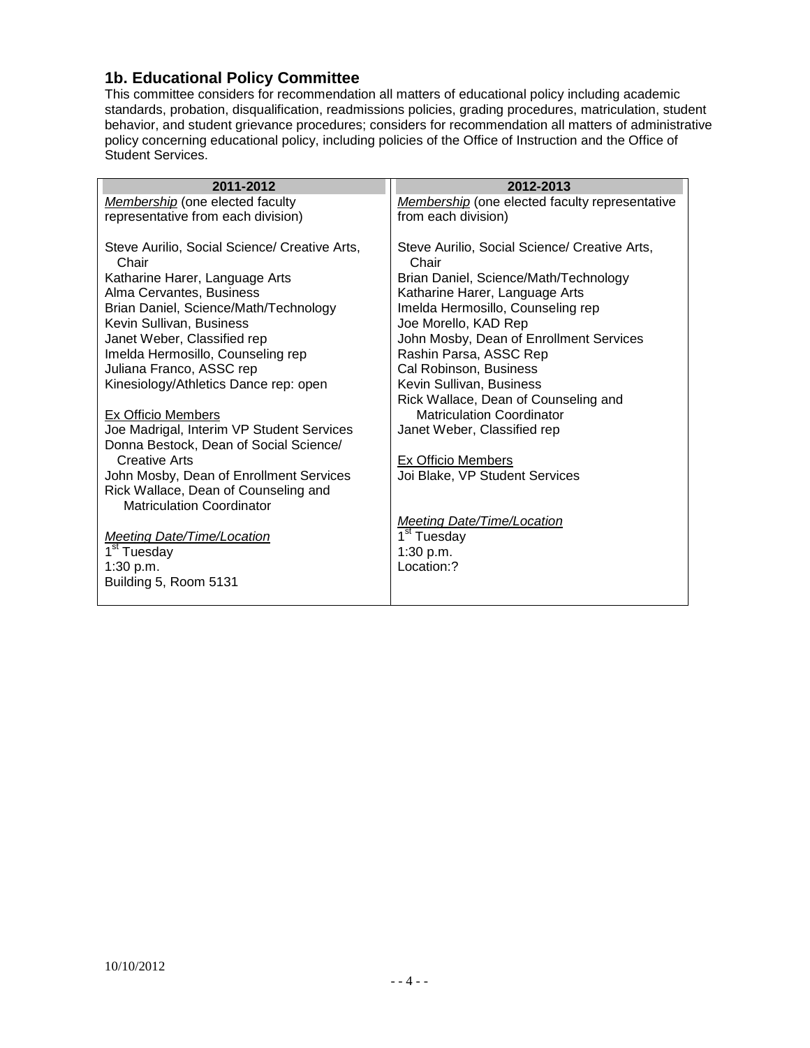## 1b. Educational Policy Committee

This committee considers for recommendation all matters of educational policy including academic standards, probation, disqualification, readmissions policies, grading procedures, matriculation, student behavior, and student grievance procedures; considers for recommendation all matters of administrative policy concerning educational policy, including policies of the Office of Instruction and the Office of Student Services.

| 2011-2012 | 2012-2013 |
|---|---|
| *Membership* (one elected faculty representative from each division)<br><br>Steve Aurilio, Social Science/ Creative Arts, Chair<br>Katharine Harer, Language Arts<br>Alma Cervantes, Business<br>Brian Daniel, Science/Math/Technology<br>Kevin Sullivan, Business<br>Janet Weber, Classified rep<br>Imelda Hermosillo, Counseling rep<br>Juliana Franco, ASSC rep<br>Kinesiology/Athletics Dance rep: open<br><br>Ex Officio Members<br>Joe Madrigal, Interim VP Student Services<br>Donna Bestock, Dean of Social Science/ Creative Arts<br>John Mosby, Dean of Enrollment Services<br>Rick Wallace, Dean of Counseling and Matriculation Coordinator<br><br>*Meeting Date/Time/Location*<br>1st Tuesday<br>1:30 p.m.<br>Building 5, Room 5131 | *Membership* (one elected faculty representative from each division)<br><br>Steve Aurilio, Social Science/ Creative Arts, Chair<br>Brian Daniel, Science/Math/Technology<br>Katharine Harer, Language Arts<br>Imelda Hermosillo, Counseling rep<br>Joe Morello, KAD Rep<br>John Mosby, Dean of Enrollment Services<br>Rashin Parsa, ASSC Rep<br>Cal Robinson, Business<br>Kevin Sullivan, Business<br>Rick Wallace, Dean of Counseling and Matriculation Coordinator<br>Janet Weber, Classified rep<br><br>Ex Officio Members<br>Joi Blake, VP Student Services<br><br>*Meeting Date/Time/Location*<br>1st Tuesday<br>1:30 p.m.<br>Location:? |

10/10/2012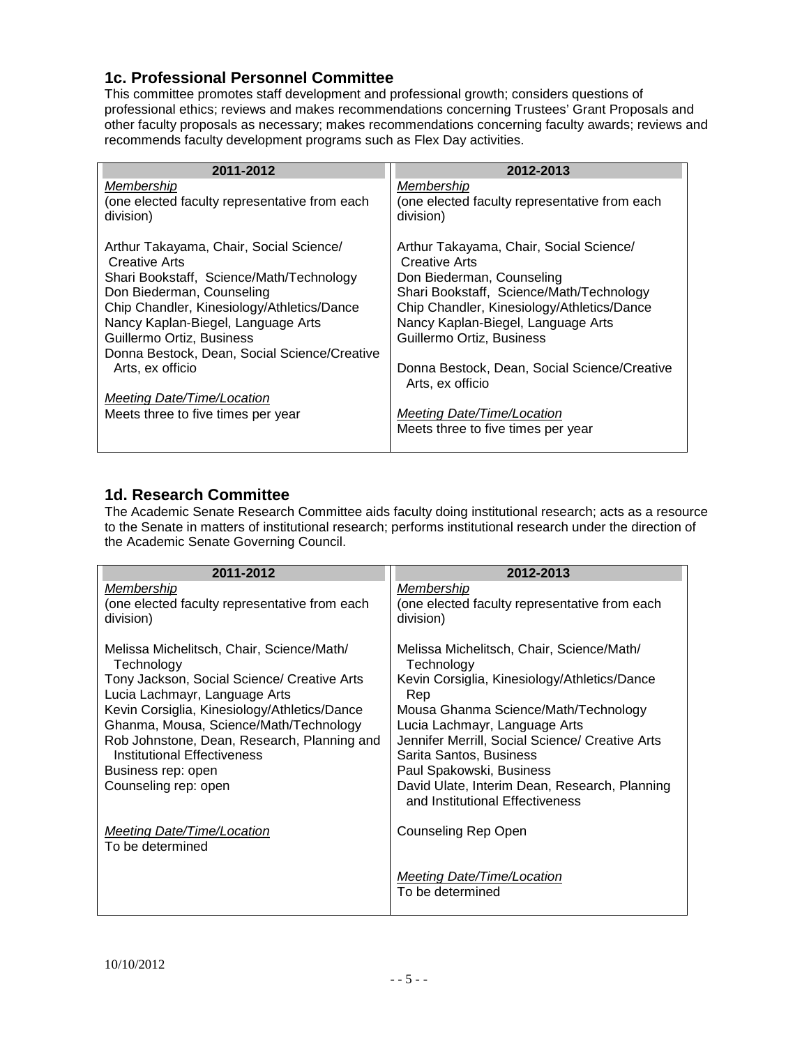## 1c. Professional Personnel Committee

This committee promotes staff development and professional growth; considers questions of professional ethics; reviews and makes recommendations concerning Trustees' Grant Proposals and other faculty proposals as necessary; makes recommendations concerning faculty awards; reviews and recommends faculty development programs such as Flex Day activities.

| 2011-2012 | 2012-2013 |
|---|---|
| *Membership*<br>(one elected faculty representative from each division)<br><br>Arthur Takayama, Chair, Social Science/ Creative Arts<br>Shari Bookstaff, Science/Math/Technology<br>Don Biederman, Counseling<br>Chip Chandler, Kinesiology/Athletics/Dance<br>Nancy Kaplan-Biegel, Language Arts<br>Guillermo Ortiz, Business<br>Donna Bestock, Dean, Social Science/Creative Arts, ex officio<br><br>*Meeting Date/Time/Location*<br>Meets three to five times per year | *Membership*<br>(one elected faculty representative from each division)<br><br>Arthur Takayama, Chair, Social Science/ Creative Arts<br>Don Biederman, Counseling<br>Shari Bookstaff, Science/Math/Technology<br>Chip Chandler, Kinesiology/Athletics/Dance<br>Nancy Kaplan-Biegel, Language Arts<br>Guillermo Ortiz, Business<br><br>Donna Bestock, Dean, Social Science/Creative Arts, ex officio<br><br>*Meeting Date/Time/Location*<br>Meets three to five times per year |

## 1d. Research Committee

The Academic Senate Research Committee aids faculty doing institutional research; acts as a resource to the Senate in matters of institutional research; performs institutional research under the direction of the Academic Senate Governing Council.

| 2011-2012 | 2012-2013 |
|---|---|
| *Membership*<br>(one elected faculty representative from each division)<br><br>Melissa Michelitsch, Chair, Science/Math/ Technology<br>Tony Jackson, Social Science/ Creative Arts<br>Lucia Lachmayr, Language Arts<br>Kevin Corsiglia, Kinesiology/Athletics/Dance<br>Ghanma, Mousa, Science/Math/Technology<br>Rob Johnstone, Dean, Research, Planning and Institutional Effectiveness<br>Business rep: open<br>Counseling rep: open<br><br>*Meeting Date/Time/Location*<br>To be determined | *Membership*<br>(one elected faculty representative from each division)<br><br>Melissa Michelitsch, Chair, Science/Math/ Technology<br>Kevin Corsiglia, Kinesiology/Athletics/Dance Rep<br>Mousa Ghanma Science/Math/Technology<br>Lucia Lachmayr, Language Arts<br>Jennifer Merrill, Social Science/ Creative Arts<br>Sarita Santos, Business<br>Paul Spakowski, Business<br>David Ulate, Interim Dean, Research, Planning and Institutional Effectiveness<br><br>Counseling Rep Open<br><br>*Meeting Date/Time/Location*<br>To be determined |

10/10/2012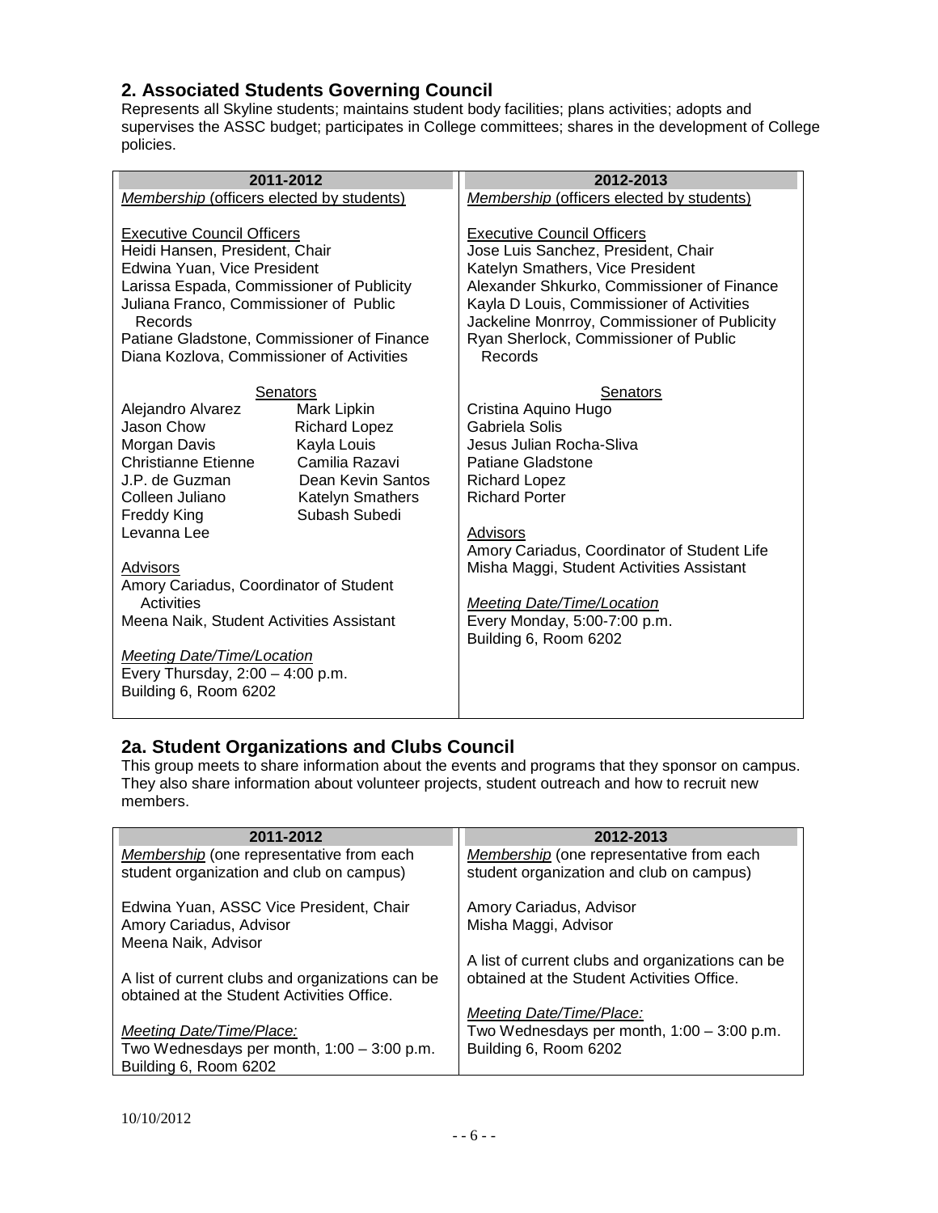## 2. Associated Students Governing Council

Represents all Skyline students; maintains student body facilities; plans activities; adopts and supervises the ASSC budget; participates in College committees; shares in the development of College policies.

| 2011-2012 | 2012-2013 |
|---|---|
| *Membership* (officers elected by students)<br><br>Executive Council Officers<br>Heidi Hansen, President, Chair<br>Edwina Yuan, Vice President<br>Larissa Espada, Commissioner of Publicity<br>Juliana Franco, Commissioner of Public Records<br>Patiane Gladstone, Commissioner of Finance<br>Diana Kozlova, Commissioner of Activities<br><br>Senators<br>Alejandro Alvarez<br>Jason Chow<br>Morgan Davis<br>Christianne Etienne<br>J.P. de Guzman<br>Colleen Juliano<br>Freddy King<br>Levanna Lee<br>Mark Lipkin<br>Richard Lopez<br>Kayla Louis<br>Camilia Razavi<br>Dean Kevin Santos<br>Katelyn Smathers<br>Subash Subedi<br><br>Advisors<br>Amory Cariadus, Coordinator of Student Activities<br>Meena Naik, Student Activities Assistant<br><br>*Meeting Date/Time/Location*<br>Every Thursday, 2:00 – 4:00 p.m.<br>Building 6, Room 6202 | *Membership* (officers elected by students)<br><br>Executive Council Officers<br>Jose Luis Sanchez, President, Chair<br>Katelyn Smathers, Vice President<br>Alexander Shkurko, Commissioner of Finance<br>Kayla D Louis, Commissioner of Activities<br>Jackeline Monrroy, Commissioner of Publicity<br>Ryan Sherlock, Commissioner of Public Records<br><br>Senators<br>Cristina Aquino Hugo<br>Gabriela Solis<br>Jesus Julian Rocha-Sliva<br>Patiane Gladstone<br>Richard Lopez<br>Richard Porter<br><br>Advisors<br>Amory Cariadus, Coordinator of Student Life<br>Misha Maggi, Student Activities Assistant<br><br>*Meeting Date/Time/Location*<br>Every Monday, 5:00-7:00 p.m.<br>Building 6, Room 6202 |

## 2a. Student Organizations and Clubs Council

This group meets to share information about the events and programs that they sponsor on campus. They also share information about volunteer projects, student outreach and how to recruit new members.

| 2011-2012 | 2012-2013 |
|---|---|
| *Membership* (one representative from each student organization and club on campus)<br><br>Edwina Yuan, ASSC Vice President, Chair<br>Amory Cariadus, Advisor<br>Meena Naik, Advisor<br><br>A list of current clubs and organizations can be obtained at the Student Activities Office.<br><br>*Meeting Date/Time/Place:*<br>Two Wednesdays per month, 1:00 – 3:00 p.m.<br>Building 6, Room 6202 | *Membership* (one representative from each student organization and club on campus)<br><br>Amory Cariadus, Advisor<br>Misha Maggi, Advisor<br><br>A list of current clubs and organizations can be obtained at the Student Activities Office.<br><br>*Meeting Date/Time/Place:*<br>Two Wednesdays per month, 1:00 – 3:00 p.m.<br>Building 6, Room 6202 |

10/10/2012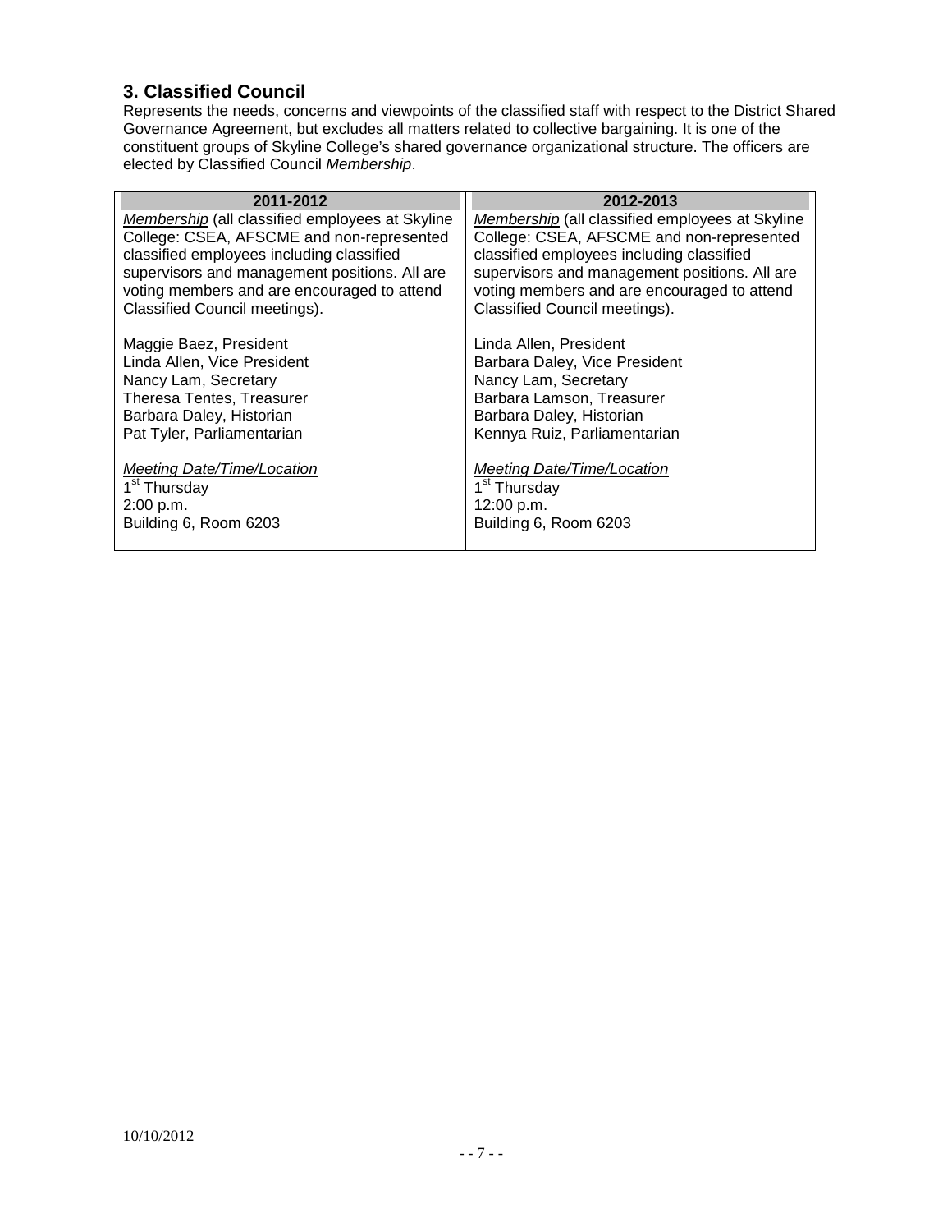## 3. Classified Council

Represents the needs, concerns and viewpoints of the classified staff with respect to the District Shared Governance Agreement, but excludes all matters related to collective bargaining. It is one of the constituent groups of Skyline College's shared governance organizational structure. The officers are elected by Classified Council *Membership*.

| 2011-2012 | 2012-2013 |
|---|---|
| *Membership* (all classified employees at Skyline College: CSEA, AFSCME and non-represented classified employees including classified supervisors and management positions. All are voting members and are encouraged to attend Classified Council meetings). | *Membership* (all classified employees at Skyline College: CSEA, AFSCME and non-represented classified employees including classified supervisors and management positions. All are voting members and are encouraged to attend Classified Council meetings). |
| Maggie Baez, President<br>Linda Allen, Vice President<br>Nancy Lam, Secretary<br>Theresa Tentes, Treasurer<br>Barbara Daley, Historian<br>Pat Tyler, Parliamentarian | Linda Allen, President<br>Barbara Daley, Vice President<br>Nancy Lam, Secretary<br>Barbara Lamson, Treasurer<br>Barbara Daley, Historian<br>Kennya Ruiz, Parliamentarian |
| *Meeting Date/Time/Location*<br>1st Thursday<br>2:00 p.m.<br>Building 6, Room 6203 | *Meeting Date/Time/Location*<br>1st Thursday<br>12:00 p.m.<br>Building 6, Room 6203 |

10/10/2012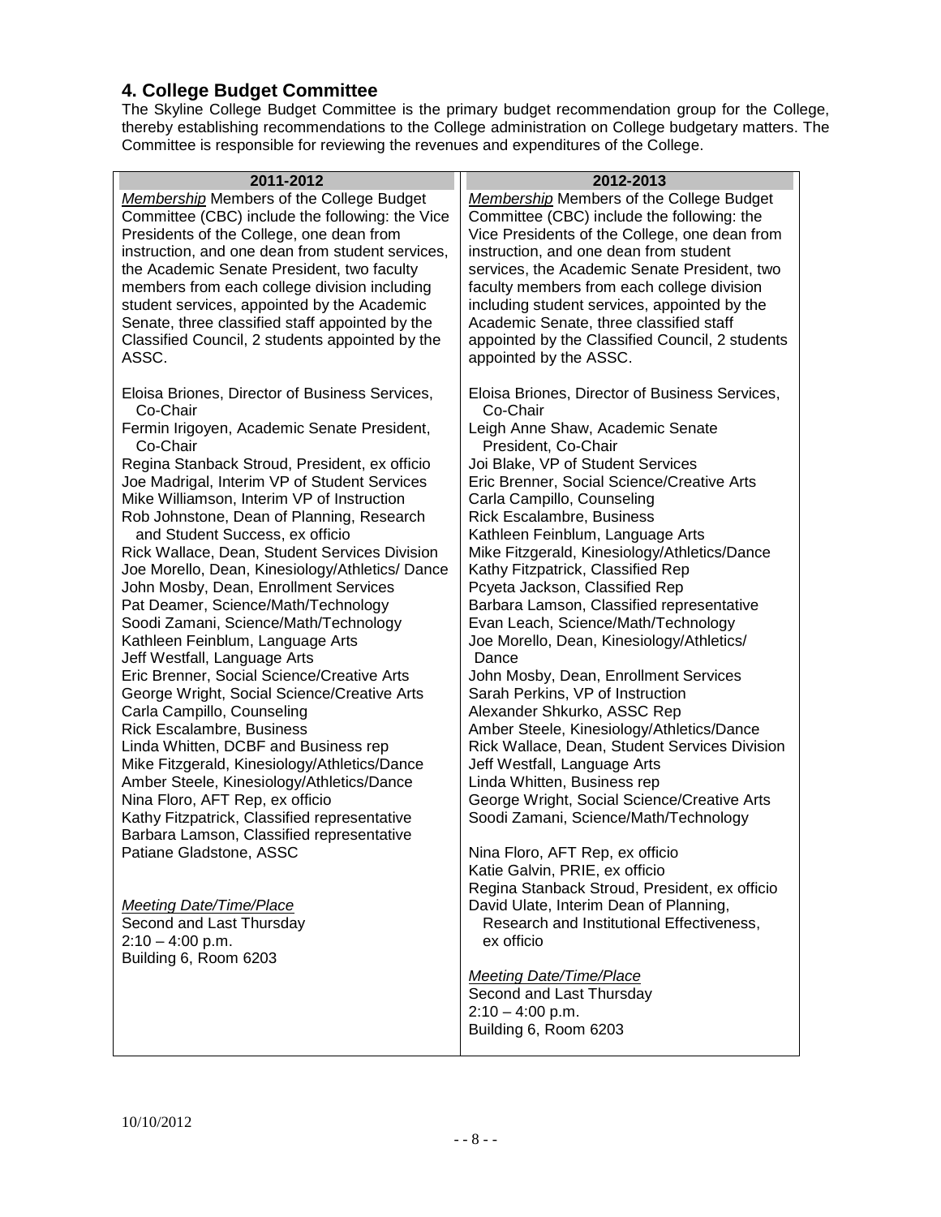## 4. College Budget Committee

The Skyline College Budget Committee is the primary budget recommendation group for the College, thereby establishing recommendations to the College administration on College budgetary matters. The Committee is responsible for reviewing the revenues and expenditures of the College.

| 2011-2012 | 2012-2013 |
|---|---|
| *Membership* Members of the College Budget Committee (CBC) include the following: the Vice Presidents of the College, one dean from instruction, and one dean from student services, the Academic Senate President, two faculty members from each college division including student services, appointed by the Academic Senate, three classified staff appointed by the Classified Council, 2 students appointed by the ASSC. | *Membership* Members of the College Budget Committee (CBC) include the following: the Vice Presidents of the College, one dean from instruction, and one dean from student services, the Academic Senate President, two faculty members from each college division including student services, appointed by the Academic Senate, three classified staff appointed by the Classified Council, 2 students appointed by the ASSC. |
| Eloisa Briones, Director of Business Services, Co-Chair<br>Fermin Irigoyen, Academic Senate President, Co-Chair<br>Regina Stanback Stroud, President, ex officio<br>Joe Madrigal, Interim VP of Student Services<br>Mike Williamson, Interim VP of Instruction<br>Rob Johnstone, Dean of Planning, Research and Student Success, ex officio<br>Rick Wallace, Dean, Student Services Division<br>Joe Morello, Dean, Kinesiology/Athletics/ Dance<br>John Mosby, Dean, Enrollment Services<br>Pat Deamer, Science/Math/Technology<br>Soodi Zamani, Science/Math/Technology<br>Kathleen Feinblum, Language Arts<br>Jeff Westfall, Language Arts<br>Eric Brenner, Social Science/Creative Arts<br>George Wright, Social Science/Creative Arts<br>Carla Campillo, Counseling<br>Rick Escalambre, Business<br>Linda Whitten, DCBF and Business rep<br>Mike Fitzgerald, Kinesiology/Athletics/Dance<br>Amber Steele, Kinesiology/Athletics/Dance<br>Nina Floro, AFT Rep, ex officio<br>Kathy Fitzpatrick, Classified representative<br>Barbara Lamson, Classified representative<br>Patiane Gladstone, ASSC | Eloisa Briones, Director of Business Services, Co-Chair<br>Leigh Anne Shaw, Academic Senate President, Co-Chair<br>Joi Blake, VP of Student Services<br>Eric Brenner, Social Science/Creative Arts<br>Carla Campillo, Counseling<br>Rick Escalambre, Business<br>Kathleen Feinblum, Language Arts<br>Mike Fitzgerald, Kinesiology/Athletics/Dance<br>Kathy Fitzpatrick, Classified Rep<br>Pcyeta Jackson, Classified Rep<br>Barbara Lamson, Classified representative<br>Evan Leach, Science/Math/Technology<br>Joe Morello, Dean, Kinesiology/Athletics/ Dance<br>John Mosby, Dean, Enrollment Services<br>Sarah Perkins, VP of Instruction<br>Alexander Shkurko, ASSC Rep<br>Amber Steele, Kinesiology/Athletics/Dance<br>Rick Wallace, Dean, Student Services Division<br>Jeff Westfall, Language Arts<br>Linda Whitten, Business rep<br>George Wright, Social Science/Creative Arts<br>Soodi Zamani, Science/Math/Technology<br><br>Nina Floro, AFT Rep, ex officio<br>Katie Galvin, PRIE, ex officio<br>Regina Stanback Stroud, President, ex officio<br>David Ulate, Interim Dean of Planning, Research and Institutional Effectiveness, ex officio |
| *Meeting Date/Time/Place*<br>Second and Last Thursday<br>2:10 – 4:00 p.m.<br>Building 6, Room 6203 | *Meeting Date/Time/Place*<br>Second and Last Thursday<br>2:10 – 4:00 p.m.<br>Building 6, Room 6203 |

10/10/2012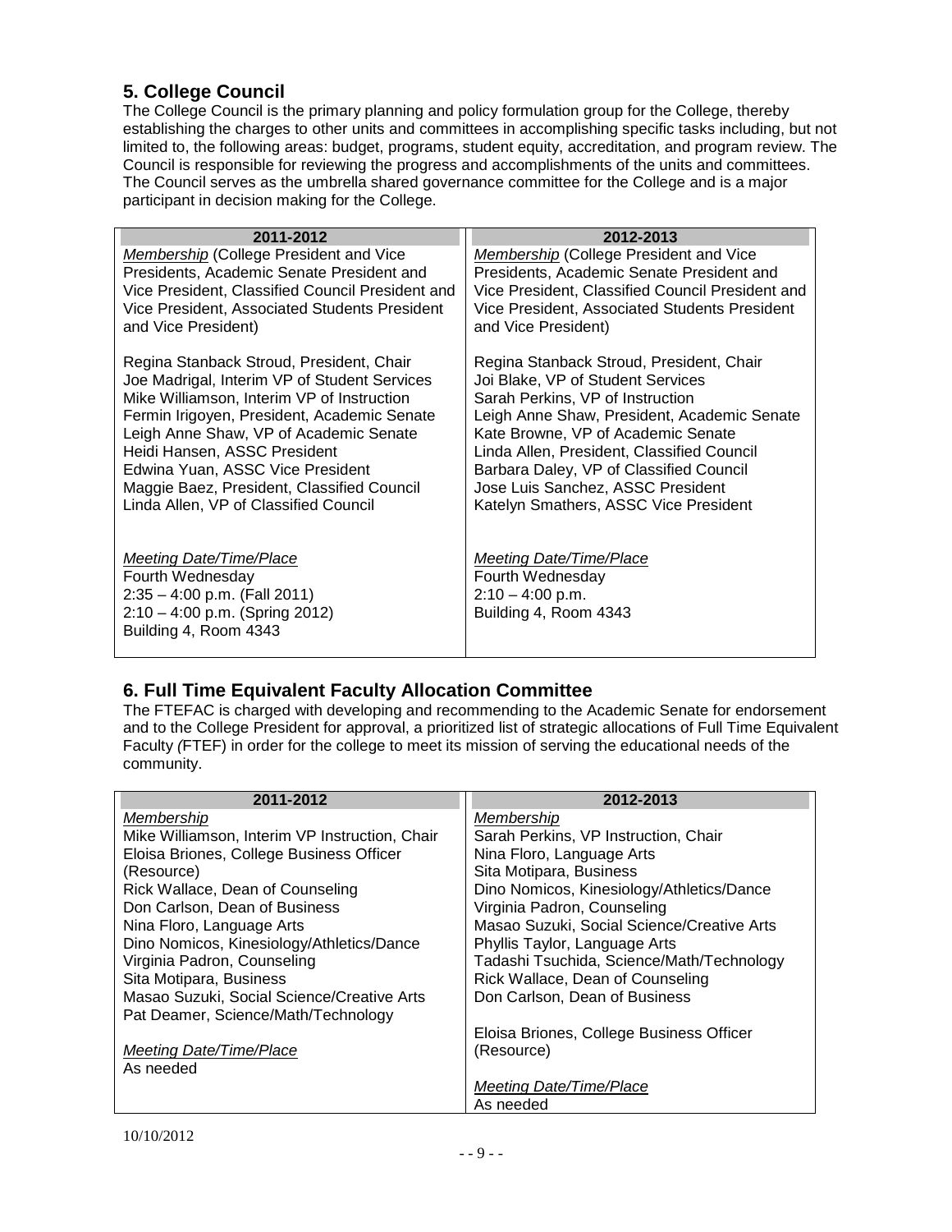## 5. College Council

The College Council is the primary planning and policy formulation group for the College, thereby establishing the charges to other units and committees in accomplishing specific tasks including, but not limited to, the following areas: budget, programs, student equity, accreditation, and program review. The Council is responsible for reviewing the progress and accomplishments of the units and committees. The Council serves as the umbrella shared governance committee for the College and is a major participant in decision making for the College.

| 2011-2012 | 2012-2013 |
|---|---|
| *Membership* (College President and Vice Presidents, Academic Senate President and Vice President, Classified Council President and Vice President, Associated Students President and Vice President) | *Membership* (College President and Vice Presidents, Academic Senate President and Vice President, Classified Council President and Vice President, Associated Students President and Vice President) |
| Regina Stanback Stroud, President, Chair<br>Joe Madrigal, Interim VP of Student Services<br>Mike Williamson, Interim VP of Instruction<br>Fermin Irigoyen, President, Academic Senate<br>Leigh Anne Shaw, VP of Academic Senate<br>Heidi Hansen, ASSC President<br>Edwina Yuan, ASSC Vice President<br>Maggie Baez, President, Classified Council<br>Linda Allen, VP of Classified Council | Regina Stanback Stroud, President, Chair<br>Joi Blake, VP of Student Services<br>Sarah Perkins, VP of Instruction<br>Leigh Anne Shaw, President, Academic Senate<br>Kate Browne, VP of Academic Senate<br>Linda Allen, President, Classified Council<br>Barbara Daley, VP of Classified Council<br>Jose Luis Sanchez, ASSC President<br>Katelyn Smathers, ASSC Vice President |
| *Meeting Date/Time/Place*<br>Fourth Wednesday<br>2:35 – 4:00 p.m. (Fall 2011)<br>2:10 – 4:00 p.m. (Spring 2012)<br>Building 4, Room 4343 | *Meeting Date/Time/Place*<br>Fourth Wednesday<br>2:10 – 4:00 p.m.<br>Building 4, Room 4343 |

## 6. Full Time Equivalent Faculty Allocation Committee

The FTEFAC is charged with developing and recommending to the Academic Senate for endorsement and to the College President for approval, a prioritized list of strategic allocations of Full Time Equivalent Faculty (FTEF) in order for the college to meet its mission of serving the educational needs of the community.

| 2011-2012 | 2012-2013 |
|---|---|
| *Membership*<br>Mike Williamson, Interim VP Instruction, Chair<br>Eloisa Briones, College Business Officer (Resource)<br>Rick Wallace, Dean of Counseling<br>Don Carlson, Dean of Business<br>Nina Floro, Language Arts<br>Dino Nomicos, Kinesiology/Athletics/Dance<br>Virginia Padron, Counseling<br>Sita Motipara, Business<br>Masao Suzuki, Social Science/Creative Arts<br>Pat Deamer, Science/Math/Technology | *Membership*<br>Sarah Perkins, VP Instruction, Chair<br>Nina Floro, Language Arts<br>Sita Motipara, Business<br>Dino Nomicos, Kinesiology/Athletics/Dance<br>Virginia Padron, Counseling<br>Masao Suzuki, Social Science/Creative Arts<br>Phyllis Taylor, Language Arts<br>Tadashi Tsuchida, Science/Math/Technology<br>Rick Wallace, Dean of Counseling<br>Don Carlson, Dean of Business<br><br>Eloisa Briones, College Business Officer (Resource) |
| *Meeting Date/Time/Place*<br>As needed | *Meeting Date/Time/Place*<br>As needed |

10/10/2012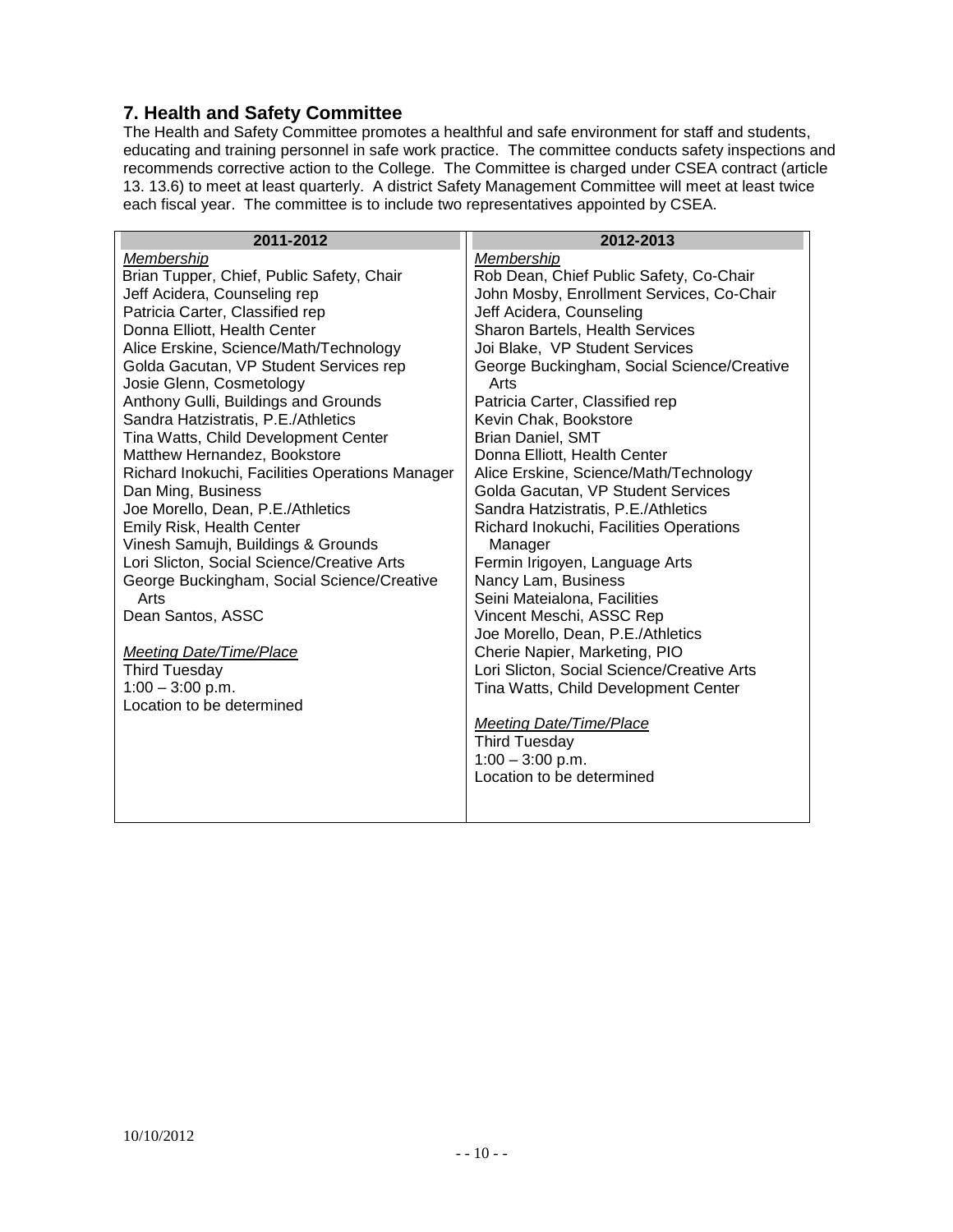## 7. Health and Safety Committee

The Health and Safety Committee promotes a healthful and safe environment for staff and students, educating and training personnel in safe work practice. The committee conducts safety inspections and recommends corrective action to the College. The Committee is charged under CSEA contract (article 13. 13.6) to meet at least quarterly. A district Safety Management Committee will meet at least twice each fiscal year. The committee is to include two representatives appointed by CSEA.

| 2011-2012 | 2012-2013 |
|---|---|
| *Membership*<br>Brian Tupper, Chief, Public Safety, Chair<br>Jeff Acidera, Counseling rep<br>Patricia Carter, Classified rep<br>Donna Elliott, Health Center<br>Alice Erskine, Science/Math/Technology<br>Golda Gacutan, VP Student Services rep<br>Josie Glenn, Cosmetology<br>Anthony Gulli, Buildings and Grounds<br>Sandra Hatzistratis, P.E./Athletics<br>Tina Watts, Child Development Center<br>Matthew Hernandez, Bookstore<br>Richard Inokuchi, Facilities Operations Manager<br>Dan Ming, Business<br>Joe Morello, Dean, P.E./Athletics<br>Emily Risk, Health Center<br>Vinesh Samujh, Buildings & Grounds<br>Lori Slicton, Social Science/Creative Arts<br>George Buckingham, Social Science/Creative Arts<br>Dean Santos, ASSC<br><br>*Meeting Date/Time/Place*<br>Third Tuesday<br>1:00 – 3:00 p.m.<br>Location to be determined | *Membership*<br>Rob Dean, Chief Public Safety, Co-Chair<br>John Mosby, Enrollment Services, Co-Chair<br>Jeff Acidera, Counseling<br>Sharon Bartels, Health Services<br>Joi Blake, VP Student Services<br>George Buckingham, Social Science/Creative Arts<br>Patricia Carter, Classified rep<br>Kevin Chak, Bookstore<br>Brian Daniel, SMT<br>Donna Elliott, Health Center<br>Alice Erskine, Science/Math/Technology<br>Golda Gacutan, VP Student Services<br>Sandra Hatzistratis, P.E./Athletics<br>Richard Inokuchi, Facilities Operations Manager<br>Fermin Irigoyen, Language Arts<br>Nancy Lam, Business<br>Seini Mateialona, Facilities<br>Vincent Meschi, ASSC Rep<br>Joe Morello, Dean, P.E./Athletics<br>Cherie Napier, Marketing, PIO<br>Lori Slicton, Social Science/Creative Arts<br>Tina Watts, Child Development Center<br><br>*Meeting Date/Time/Place*<br>Third Tuesday<br>1:00 – 3:00 p.m.<br>Location to be determined |

10/10/2012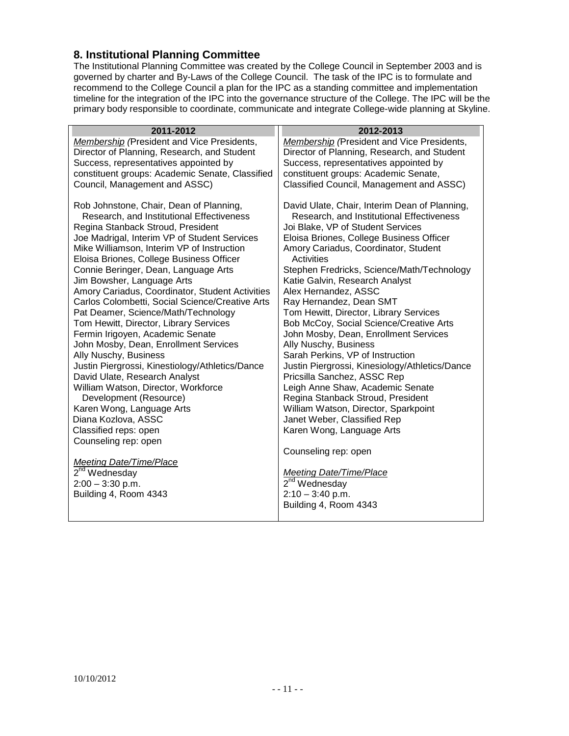## 8. Institutional Planning Committee

The Institutional Planning Committee was created by the College Council in September 2003 and is governed by charter and By-Laws of the College Council. The task of the IPC is to formulate and recommend to the College Council a plan for the IPC as a standing committee and implementation timeline for the integration of the IPC into the governance structure of the College. The IPC will be the primary body responsible to coordinate, communicate and integrate College-wide planning at Skyline.

| 2011-2012 | 2012-2013 |
|---|---|
| *Membership* (President and Vice Presidents, Director of Planning, Research, and Student Success, representatives appointed by constituent groups: Academic Senate, Classified Council, Management and ASSC)<br><br>Rob Johnstone, Chair, Dean of Planning, Research, and Institutional Effectiveness<br>Regina Stanback Stroud, President<br>Joe Madrigal, Interim VP of Student Services<br>Mike Williamson, Interim VP of Instruction<br>Eloisa Briones, College Business Officer<br>Connie Beringer, Dean, Language Arts<br>Jim Bowsher, Language Arts<br>Amory Cariadus, Coordinator, Student Activities<br>Carlos Colombetti, Social Science/Creative Arts<br>Pat Deamer, Science/Math/Technology<br>Tom Hewitt, Director, Library Services<br>Fermin Irigoyen, Academic Senate<br>John Mosby, Dean, Enrollment Services<br>Ally Nuschy, Business<br>Justin Piergrossi, Kinesiology/Athletics/Dance<br>David Ulate, Research Analyst<br>William Watson, Director, Workforce Development (Resource)<br>Karen Wong, Language Arts<br>Diana Kozlova, ASSC<br>Classified reps: open<br>Counseling rep: open<br><br>*Meeting Date/Time/Place*<br>2nd Wednesday<br>2:00 – 3:30 p.m.<br>Building 4, Room 4343 | *Membership* (President and Vice Presidents, Director of Planning, Research, and Student Success, representatives appointed by constituent groups: Academic Senate, Classified Council, Management and ASSC)<br><br>David Ulate, Chair, Interim Dean of Planning, Research, and Institutional Effectiveness<br>Joi Blake, VP of Student Services<br>Eloisa Briones, College Business Officer<br>Amory Cariadus, Coordinator, Student Activities<br>Stephen Fredricks, Science/Math/Technology<br>Katie Galvin, Research Analyst<br>Alex Hernandez, ASSC<br>Ray Hernandez, Dean SMT<br>Tom Hewitt, Director, Library Services<br>Bob McCoy, Social Science/Creative Arts<br>John Mosby, Dean, Enrollment Services<br>Ally Nuschy, Business<br>Sarah Perkins, VP of Instruction<br>Justin Piergrossi, Kinesiology/Athletics/Dance<br>Pricsilla Sanchez, ASSC Rep<br>Leigh Anne Shaw, Academic Senate<br>Regina Stanback Stroud, President<br>William Watson, Director, Sparkpoint<br>Janet Weber, Classified Rep<br>Karen Wong, Language Arts<br><br>Counseling rep: open<br><br>*Meeting Date/Time/Place*<br>2nd Wednesday<br>2:10 – 3:40 p.m.<br>Building 4, Room 4343 |

10/10/2012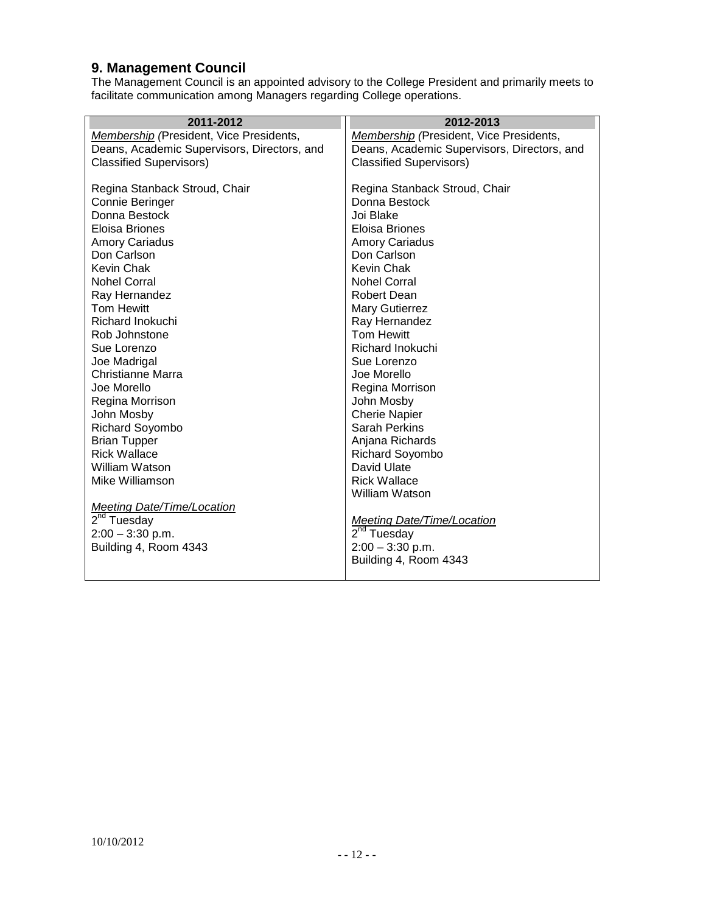## 9. Management Council

The Management Council is an appointed advisory to the College President and primarily meets to facilitate communication among Managers regarding College operations.

| 2011-2012 | 2012-2013 |
|---|---|
| *Membership (*President, Vice Presidents, Deans, Academic Supervisors, Directors, and Classified Supervisors) | *Membership (*President, Vice Presidents, Deans, Academic Supervisors, Directors, and Classified Supervisors) |
| Regina Stanback Stroud, Chair<br>Connie Beringer<br>Donna Bestock<br>Eloisa Briones<br>Amory Cariadus<br>Don Carlson<br>Kevin Chak<br>Nohel Corral<br>Ray Hernandez<br>Tom Hewitt<br>Richard Inokuchi<br>Rob Johnstone<br>Sue Lorenzo<br>Joe Madrigal<br>Christianne Marra<br>Joe Morello<br>Regina Morrison<br>John Mosby<br>Richard Soyombo<br>Brian Tupper<br>Rick Wallace<br>William Watson<br>Mike Williamson | Regina Stanback Stroud, Chair<br>Donna Bestock<br>Joi Blake<br>Eloisa Briones<br>Amory Cariadus<br>Don Carlson<br>Kevin Chak<br>Nohel Corral<br>Robert Dean<br>Mary Gutierrez<br>Ray Hernandez<br>Tom Hewitt<br>Richard Inokuchi<br>Sue Lorenzo<br>Joe Morello<br>Regina Morrison<br>John Mosby<br>Cherie Napier<br>Sarah Perkins<br>Anjana Richards<br>Richard Soyombo<br>David Ulate<br>Rick Wallace<br>William Watson |
| *Meeting Date/Time/Location*<br>2nd Tuesday<br>2:00 – 3:30 p.m.<br>Building 4, Room 4343 | *Meeting Date/Time/Location*<br>2nd Tuesday<br>2:00 – 3:30 p.m.<br>Building 4, Room 4343 |

10/10/2012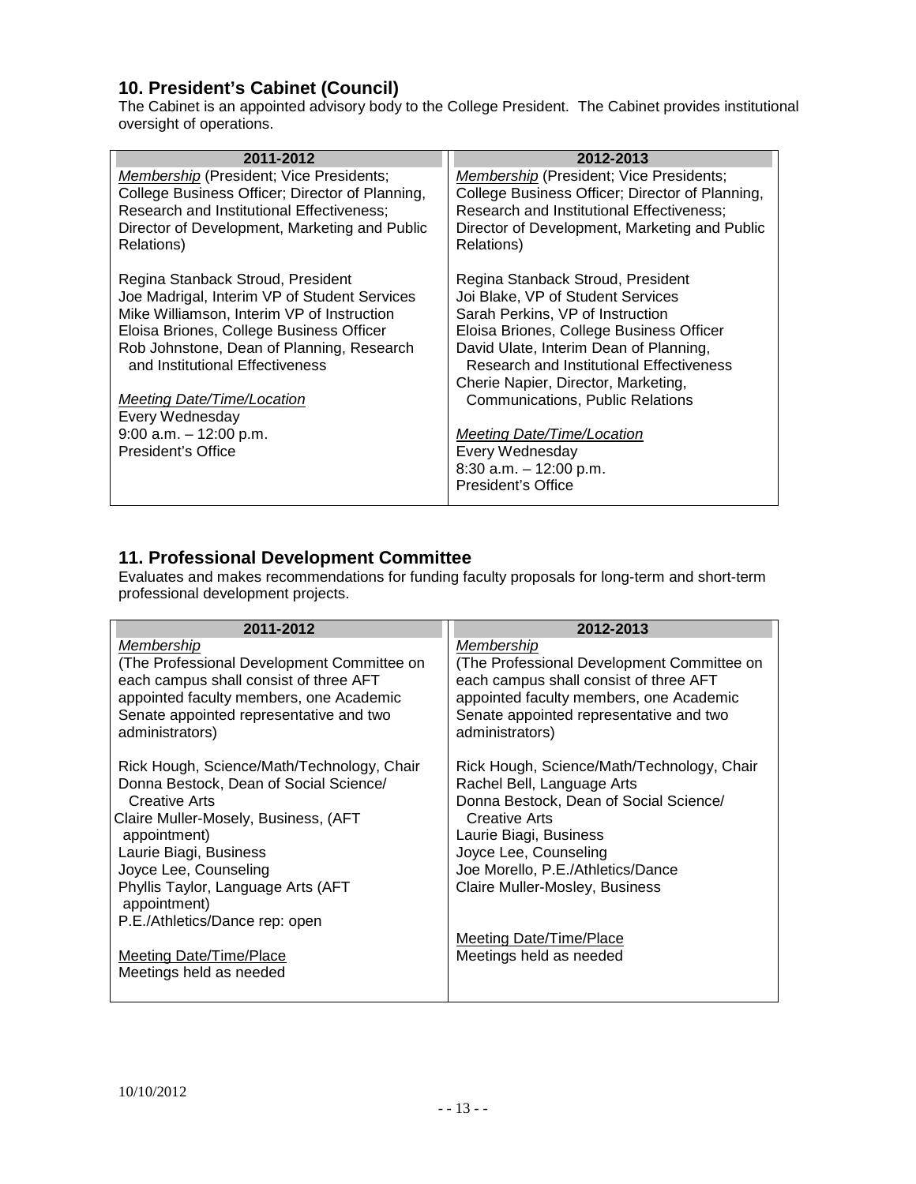## 10. President's Cabinet (Council)

The Cabinet is an appointed advisory body to the College President. The Cabinet provides institutional oversight of operations.

| 2011-2012 | 2012-2013 |
|---|---|
| *Membership* (President; Vice Presidents; College Business Officer; Director of Planning, Research and Institutional Effectiveness; Director of Development, Marketing and Public Relations) | *Membership* (President; Vice Presidents; College Business Officer; Director of Planning, Research and Institutional Effectiveness; Director of Development, Marketing and Public Relations) |
| Regina Stanback Stroud, President<br>Joe Madrigal, Interim VP of Student Services<br>Mike Williamson, Interim VP of Instruction<br>Eloisa Briones, College Business Officer<br>Rob Johnstone, Dean of Planning, Research and Institutional Effectiveness | Regina Stanback Stroud, President<br>Joi Blake, VP of Student Services<br>Sarah Perkins, VP of Instruction<br>Eloisa Briones, College Business Officer<br>David Ulate, Interim Dean of Planning, Research and Institutional Effectiveness<br>Cherie Napier, Director, Marketing, Communications, Public Relations |
| *Meeting Date/Time/Location*<br>Every Wednesday<br>9:00 a.m. – 12:00 p.m.<br>President's Office | *Meeting Date/Time/Location*<br>Every Wednesday<br>8:30 a.m. – 12:00 p.m.<br>President's Office |

## 11. Professional Development Committee

Evaluates and makes recommendations for funding faculty proposals for long-term and short-term professional development projects.

| 2011-2012 | 2012-2013 |
|---|---|
| *Membership*<br>(The Professional Development Committee on each campus shall consist of three AFT appointed faculty members, one Academic Senate appointed representative and two administrators) | *Membership*<br>(The Professional Development Committee on each campus shall consist of three AFT appointed faculty members, one Academic Senate appointed representative and two administrators) |
| Rick Hough, Science/Math/Technology, Chair<br>Donna Bestock, Dean of Social Science/ Creative Arts<br>Claire Muller-Mosely, Business, (AFT appointment)<br>Laurie Biagi, Business<br>Joyce Lee, Counseling<br>Phyllis Taylor, Language Arts (AFT appointment)<br>P.E./Athletics/Dance rep: open | Rick Hough, Science/Math/Technology, Chair<br>Rachel Bell, Language Arts<br>Donna Bestock, Dean of Social Science/ Creative Arts<br>Laurie Biagi, Business<br>Joyce Lee, Counseling<br>Joe Morello, P.E./Athletics/Dance<br>Claire Muller-Mosley, Business |
| Meeting Date/Time/Place<br>Meetings held as needed | Meeting Date/Time/Place<br>Meetings held as needed |

10/10/2012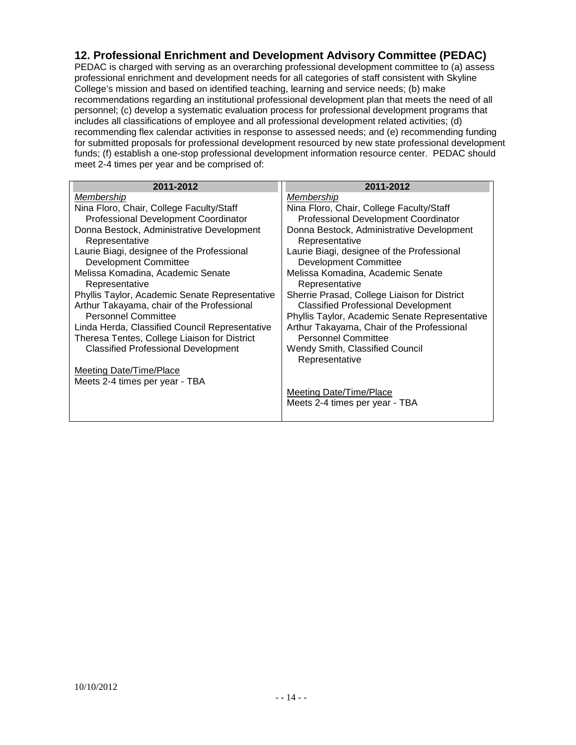## 12. Professional Enrichment and Development Advisory Committee (PEDAC)

PEDAC is charged with serving as an overarching professional development committee to (a) assess professional enrichment and development needs for all categories of staff consistent with Skyline College's mission and based on identified teaching, learning and service needs; (b) make recommendations regarding an institutional professional development plan that meets the need of all personnel; (c) develop a systematic evaluation process for professional development programs that includes all classifications of employee and all professional development related activities; (d) recommending flex calendar activities in response to assessed needs; and (e) recommending funding for submitted proposals for professional development resourced by new state professional development funds; (f) establish a one-stop professional development information resource center. PEDAC should meet 2-4 times per year and be comprised of:

| 2011-2012 | 2011-2012 |
|---|---|
| *Membership*<br>Nina Floro, Chair, College Faculty/Staff Professional Development Coordinator<br>Donna Bestock, Administrative Development Representative<br>Laurie Biagi, designee of the Professional Development Committee<br>Melissa Komadina, Academic Senate Representative<br>Phyllis Taylor, Academic Senate Representative<br>Arthur Takayama, chair of the Professional Personnel Committee<br>Linda Herda, Classified Council Representative<br>Theresa Tentes, College Liaison for District Classified Professional Development<br><br>Meeting Date/Time/Place<br>Meets 2-4 times per year - TBA | *Membership*<br>Nina Floro, Chair, College Faculty/Staff Professional Development Coordinator<br>Donna Bestock, Administrative Development Representative<br>Laurie Biagi, designee of the Professional Development Committee<br>Melissa Komadina, Academic Senate Representative<br>Sherrie Prasad, College Liaison for District Classified Professional Development<br>Phyllis Taylor, Academic Senate Representative<br>Arthur Takayama, Chair of the Professional Personnel Committee<br>Wendy Smith, Classified Council Representative<br><br>Meeting Date/Time/Place<br>Meets 2-4 times per year - TBA |

10/10/2012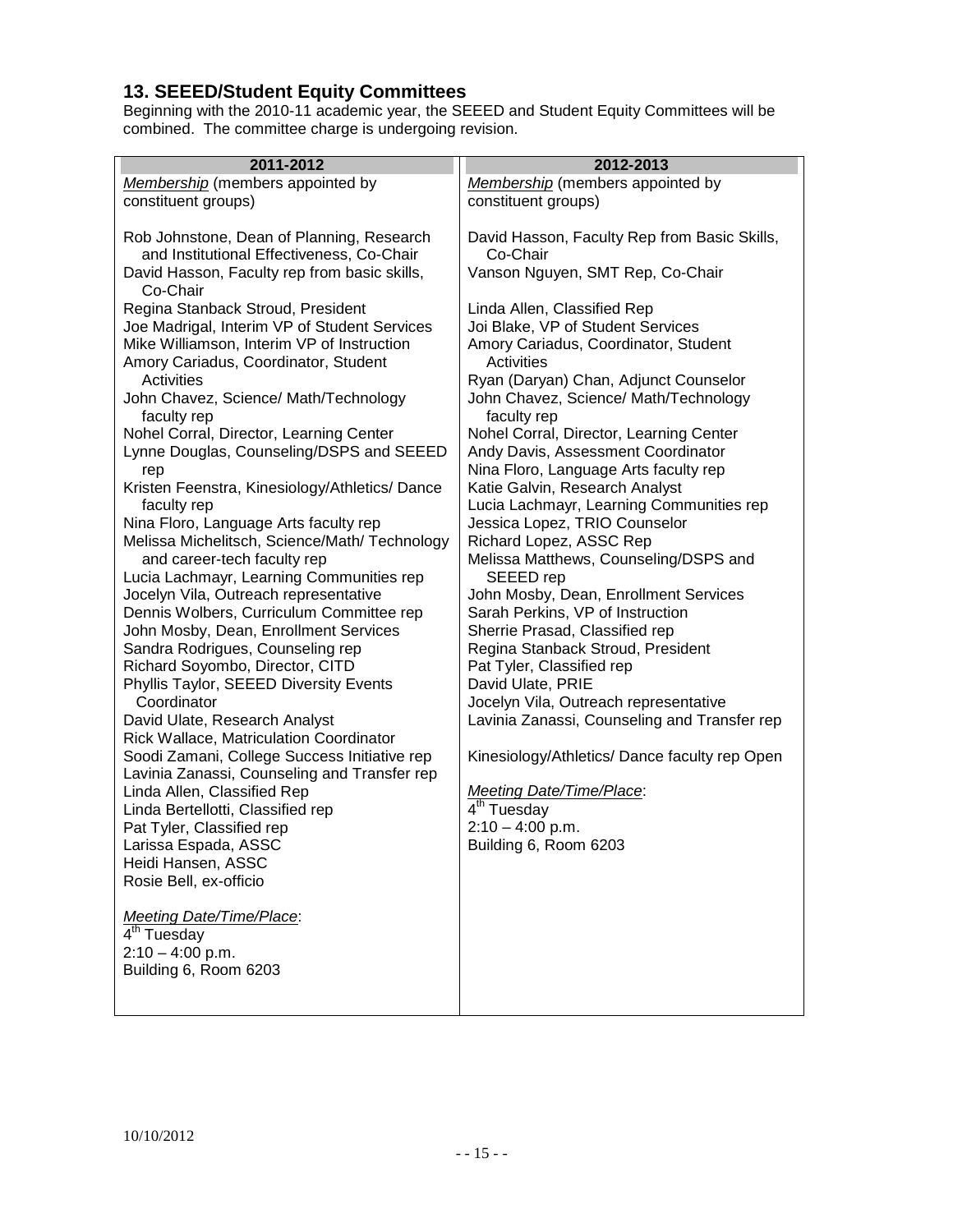## 13. SEEED/Student Equity Committees

Beginning with the 2010-11 academic year, the SEEED and Student Equity Committees will be combined. The committee charge is undergoing revision.

| 2011-2012 | 2012-2013 |
|---|---|
| *Membership* (members appointed by constituent groups)<br><br>Rob Johnstone, Dean of Planning, Research and Institutional Effectiveness, Co-Chair<br>David Hasson, Faculty rep from basic skills, Co-Chair<br>Regina Stanback Stroud, President<br>Joe Madrigal, Interim VP of Student Services<br>Mike Williamson, Interim VP of Instruction<br>Amory Cariadus, Coordinator, Student Activities<br>John Chavez, Science/ Math/Technology faculty rep<br>Nohel Corral, Director, Learning Center<br>Lynne Douglas, Counseling/DSPS and SEEED rep<br>Kristen Feenstra, Kinesiology/Athletics/ Dance faculty rep<br>Nina Floro, Language Arts faculty rep<br>Melissa Michelitsch, Science/Math/ Technology and career-tech faculty rep<br>Lucia Lachmayr, Learning Communities rep<br>Jocelyn Vila, Outreach representative<br>Dennis Wolbers, Curriculum Committee rep<br>John Mosby, Dean, Enrollment Services<br>Sandra Rodrigues, Counseling rep<br>Richard Soyombo, Director, CITD<br>Phyllis Taylor, SEEED Diversity Events Coordinator<br>David Ulate, Research Analyst<br>Rick Wallace, Matriculation Coordinator<br>Soodi Zamani, College Success Initiative rep<br>Lavinia Zanassi, Counseling and Transfer rep<br>Linda Allen, Classified Rep<br>Linda Bertellotti, Classified rep<br>Pat Tyler, Classified rep<br>Larissa Espada, ASSC<br>Heidi Hansen, ASSC<br>Rosie Bell, ex-officio<br><br>*Meeting Date/Time/Place*:<br>4th Tuesday<br>2:10 – 4:00 p.m.<br>Building 6, Room 6203 | *Membership* (members appointed by constituent groups)<br><br>David Hasson, Faculty Rep from Basic Skills, Co-Chair<br>Vanson Nguyen, SMT Rep, Co-Chair<br><br>Linda Allen, Classified Rep<br>Joi Blake, VP of Student Services<br>Amory Cariadus, Coordinator, Student Activities<br>Ryan (Daryan) Chan, Adjunct Counselor<br>John Chavez, Science/ Math/Technology faculty rep<br>Nohel Corral, Director, Learning Center<br>Andy Davis, Assessment Coordinator<br>Nina Floro, Language Arts faculty rep<br>Katie Galvin, Research Analyst<br>Lucia Lachmayr, Learning Communities rep<br>Jessica Lopez, TRIO Counselor<br>Richard Lopez, ASSC Rep<br>Melissa Matthews, Counseling/DSPS and SEEED rep<br>John Mosby, Dean, Enrollment Services<br>Sarah Perkins, VP of Instruction<br>Sherrie Prasad, Classified rep<br>Regina Stanback Stroud, President<br>Pat Tyler, Classified rep<br>David Ulate, PRIE<br>Jocelyn Vila, Outreach representative<br>Lavinia Zanassi, Counseling and Transfer rep<br><br>Kinesiology/Athletics/ Dance faculty rep Open<br><br>*Meeting Date/Time/Place*:<br>4th Tuesday<br>2:10 – 4:00 p.m.<br>Building 6, Room 6203 |

10/10/2012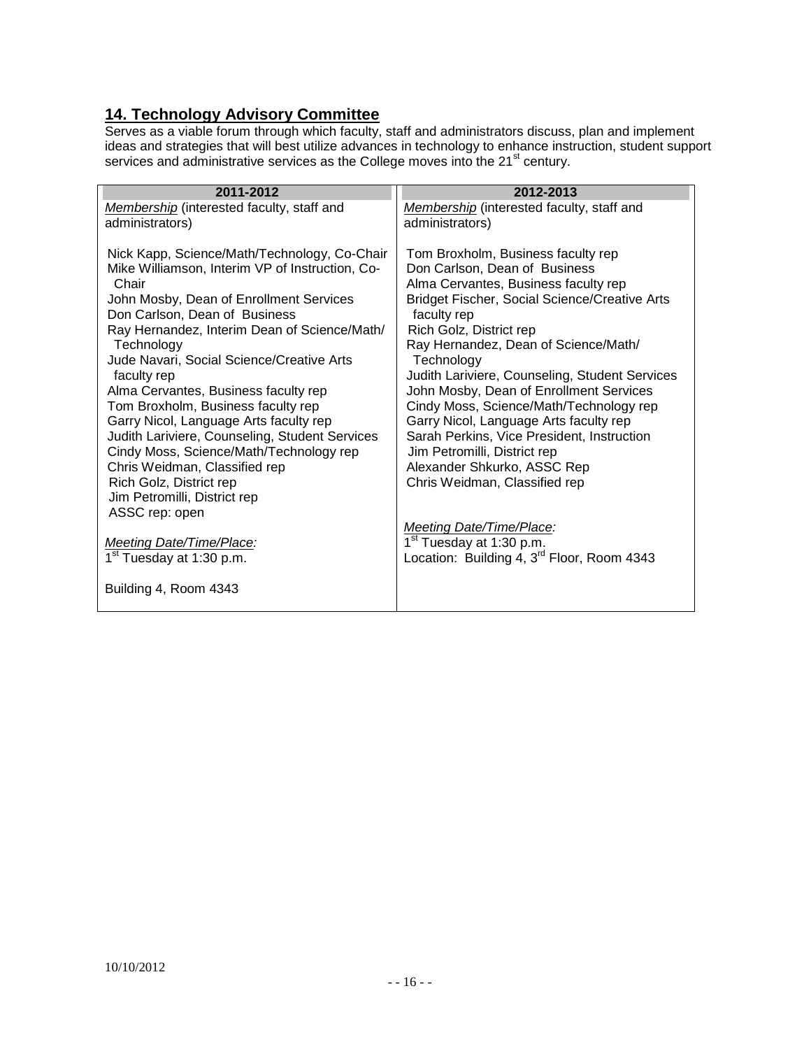## 14. Technology Advisory Committee

Serves as a viable forum through which faculty, staff and administrators discuss, plan and implement ideas and strategies that will best utilize advances in technology to enhance instruction, student support services and administrative services as the College moves into the 21st century.

| 2011-2012 | 2012-2013 |
|---|---|
| *Membership* (interested faculty, staff and administrators)<br><br>Nick Kapp, Science/Math/Technology, Co-Chair<br>Mike Williamson, Interim VP of Instruction, Co-Chair<br>John Mosby, Dean of Enrollment Services<br>Don Carlson, Dean of Business<br>Ray Hernandez, Interim Dean of Science/Math/ Technology<br>Jude Navari, Social Science/Creative Arts faculty rep<br>Alma Cervantes, Business faculty rep<br>Tom Broxholm, Business faculty rep<br>Garry Nicol, Language Arts faculty rep<br>Judith Lariviere, Counseling, Student Services<br>Cindy Moss, Science/Math/Technology rep<br>Chris Weidman, Classified rep<br>Rich Golz, District rep<br>Jim Petromilli, District rep<br>ASSC rep: open<br><br>*Meeting Date/Time/Place:*<br>1st Tuesday at 1:30 p.m.<br><br>Building 4, Room 4343 | *Membership* (interested faculty, staff and administrators)<br><br>Tom Broxholm, Business faculty rep<br>Don Carlson, Dean of Business<br>Alma Cervantes, Business faculty rep<br>Bridget Fischer, Social Science/Creative Arts faculty rep<br>Rich Golz, District rep<br>Ray Hernandez, Dean of Science/Math/ Technology<br>Judith Lariviere, Counseling, Student Services<br>John Mosby, Dean of Enrollment Services<br>Cindy Moss, Science/Math/Technology rep<br>Garry Nicol, Language Arts faculty rep<br>Sarah Perkins, Vice President, Instruction<br>Jim Petromilli, District rep<br>Alexander Shkurko, ASSC Rep<br>Chris Weidman, Classified rep<br><br>*Meeting Date/Time/Place:*<br>1st Tuesday at 1:30 p.m.<br>Location: Building 4, 3rd Floor, Room 4343 |

10/10/2012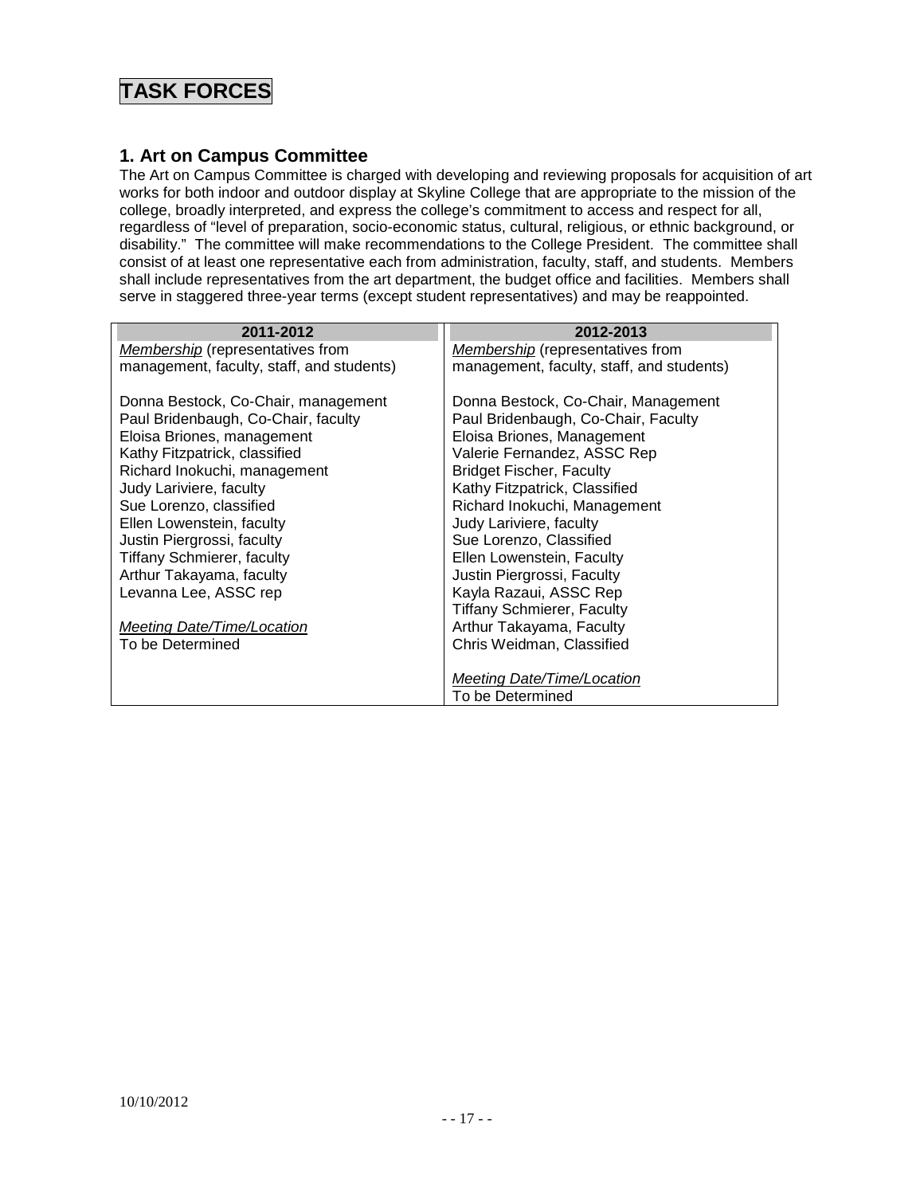# TASK FORCES

## 1. Art on Campus Committee

The Art on Campus Committee is charged with developing and reviewing proposals for acquisition of art works for both indoor and outdoor display at Skyline College that are appropriate to the mission of the college, broadly interpreted, and express the college's commitment to access and respect for all, regardless of "level of preparation, socio-economic status, cultural, religious, or ethnic background, or disability." The committee will make recommendations to the College President. The committee shall consist of at least one representative each from administration, faculty, staff, and students. Members shall include representatives from the art department, the budget office and facilities. Members shall serve in staggered three-year terms (except student representatives) and may be reappointed.

| 2011-2012 | 2012-2013 |
|---|---|
| *Membership* (representatives from management, faculty, staff, and students) | *Membership* (representatives from management, faculty, staff, and students) |
| Donna Bestock, Co-Chair, management | Donna Bestock, Co-Chair, Management |
| Paul Bridenbaugh, Co-Chair, faculty | Paul Bridenbaugh, Co-Chair, Faculty |
| Eloisa Briones, management | Eloisa Briones, Management |
| Kathy Fitzpatrick, classified | Valerie Fernandez, ASSC Rep |
| Richard Inokuchi, management | Bridget Fischer, Faculty |
| Judy Lariviere, faculty | Kathy Fitzpatrick, Classified |
| Sue Lorenzo, classified | Richard Inokuchi, Management |
| Ellen Lowenstein, faculty | Judy Lariviere, faculty |
| Justin Piergrossi, faculty | Sue Lorenzo, Classified |
| Tiffany Schmierer, faculty | Ellen Lowenstein, Faculty |
| Arthur Takayama, faculty | Justin Piergrossi, Faculty |
| Levanna Lee, ASSC rep | Kayla Razaui, ASSC Rep |
| | Tiffany Schmierer, Faculty |
| *Meeting Date/Time/Location* | Arthur Takayama, Faculty |
| To be Determined | Chris Weidman, Classified |
| | *Meeting Date/Time/Location* |
| | To be Determined |

10/10/2012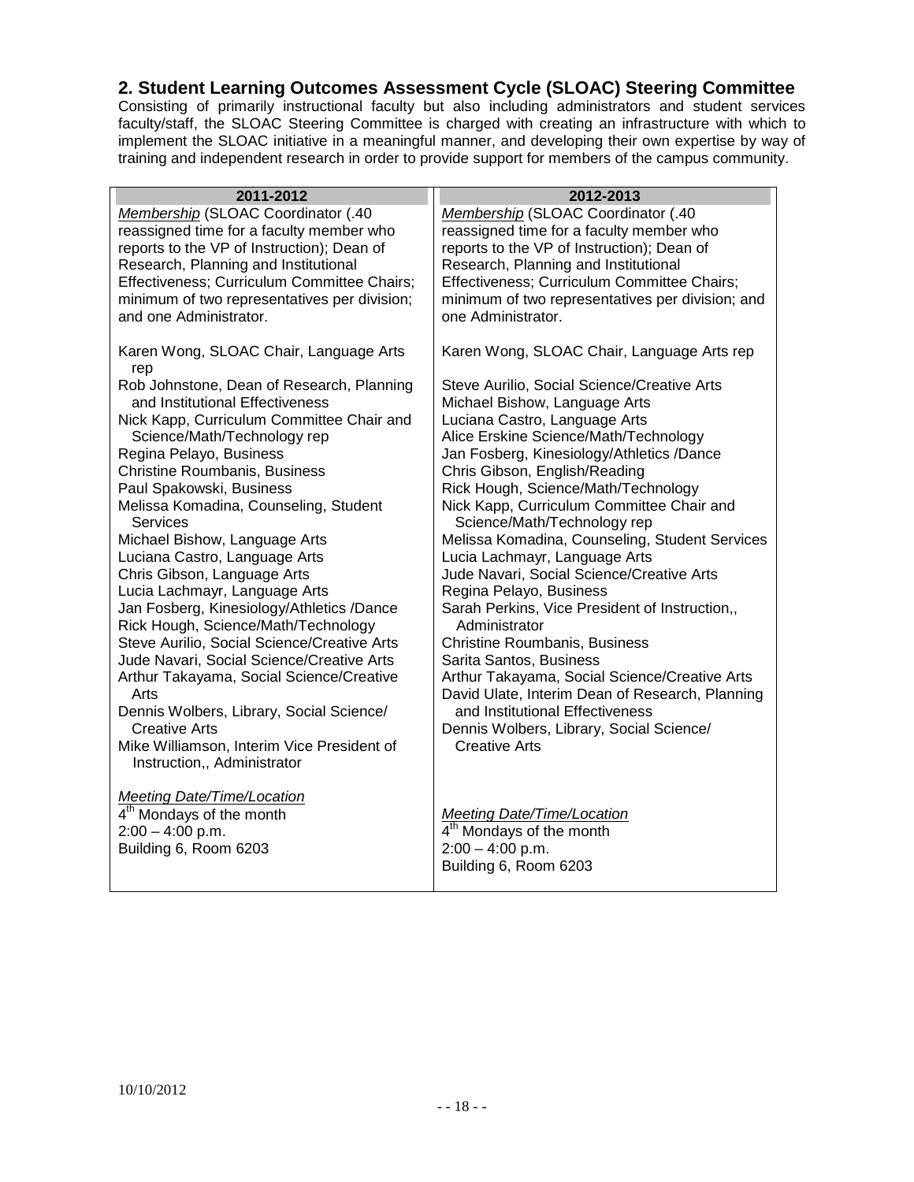## 2. Student Learning Outcomes Assessment Cycle (SLOAC) Steering Committee

Consisting of primarily instructional faculty but also including administrators and student services faculty/staff, the SLOAC Steering Committee is charged with creating an infrastructure with which to implement the SLOAC initiative in a meaningful manner, and developing their own expertise by way of training and independent research in order to provide support for members of the campus community.

| 2011-2012 | 2012-2013 |
|---|---|
| *Membership* (SLOAC Coordinator (.40 reassigned time for a faculty member who reports to the VP of Instruction); Dean of Research, Planning and Institutional Effectiveness; Curriculum Committee Chairs; minimum of two representatives per division; and one Administrator.<br><br>Karen Wong, SLOAC Chair, Language Arts rep<br>Rob Johnstone, Dean of Research, Planning and Institutional Effectiveness<br>Nick Kapp, Curriculum Committee Chair and Science/Math/Technology rep<br>Regina Pelayo, Business<br>Christine Roumbanis, Business<br>Paul Spakowski, Business<br>Melissa Komadina, Counseling, Student Services<br>Michael Bishow, Language Arts<br>Luciana Castro, Language Arts<br>Chris Gibson, Language Arts<br>Lucia Lachmayr, Language Arts<br>Jan Fosberg, Kinesiology/Athletics /Dance<br>Rick Hough, Science/Math/Technology<br>Steve Aurilio, Social Science/Creative Arts<br>Jude Navari, Social Science/Creative Arts<br>Arthur Takayama, Social Science/Creative Arts<br>Dennis Wolbers, Library, Social Science/ Creative Arts<br>Mike Williamson, Interim Vice President of Instruction,, Administrator<br><br>*Meeting Date/Time/Location*<br>4th Mondays of the month<br>2:00 – 4:00 p.m.<br>Building 6, Room 6203 | *Membership* (SLOAC Coordinator (.40 reassigned time for a faculty member who reports to the VP of Instruction); Dean of Research, Planning and Institutional Effectiveness; Curriculum Committee Chairs; minimum of two representatives per division; and one Administrator.<br><br>Karen Wong, SLOAC Chair, Language Arts rep<br>Steve Aurilio, Social Science/Creative Arts<br>Michael Bishow, Language Arts<br>Luciana Castro, Language Arts<br>Alice Erskine Science/Math/Technology<br>Jan Fosberg, Kinesiology/Athletics /Dance<br>Chris Gibson, English/Reading<br>Rick Hough, Science/Math/Technology<br>Nick Kapp, Curriculum Committee Chair and Science/Math/Technology rep<br>Melissa Komadina, Counseling, Student Services<br>Lucia Lachmayr, Language Arts<br>Jude Navari, Social Science/Creative Arts<br>Regina Pelayo, Business<br>Sarah Perkins, Vice President of Instruction,, Administrator<br>Christine Roumbanis, Business<br>Sarita Santos, Business<br>Arthur Takayama, Social Science/Creative Arts<br>David Ulate, Interim Dean of Research, Planning and Institutional Effectiveness<br>Dennis Wolbers, Library, Social Science/ Creative Arts<br><br>*Meeting Date/Time/Location*<br>4th Mondays of the month<br>2:00 – 4:00 p.m.<br>Building 6, Room 6203 |

10/10/2012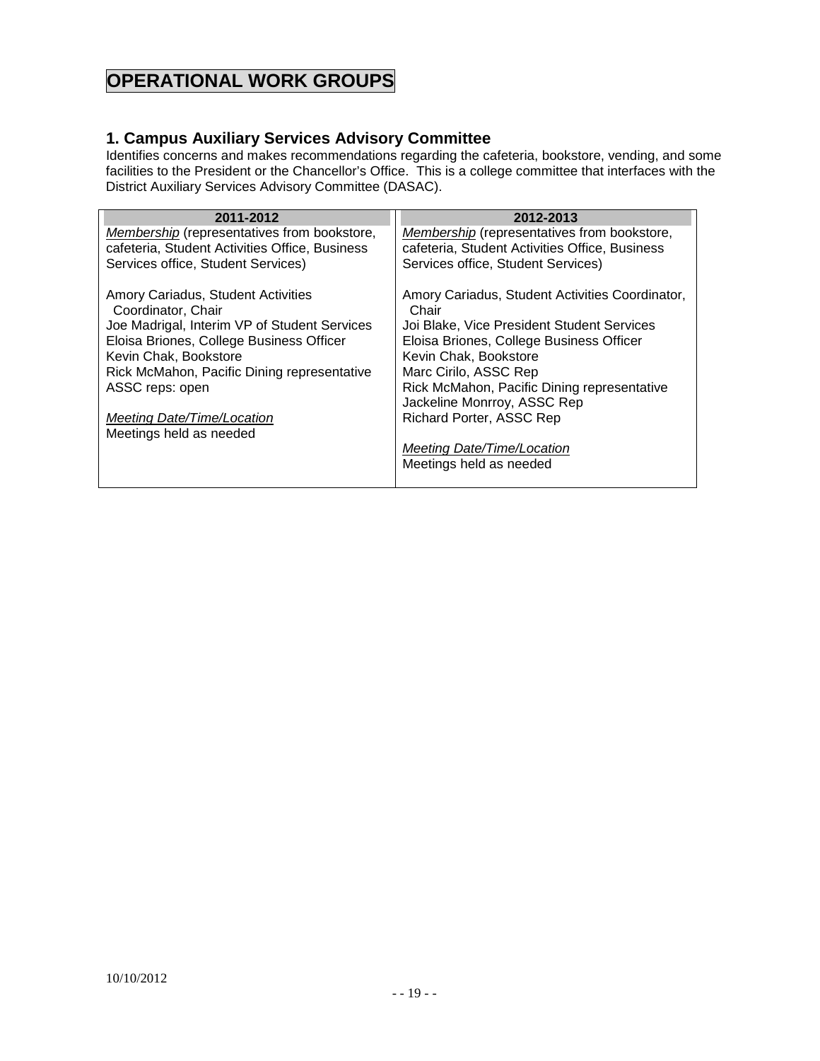# OPERATIONAL WORK GROUPS

## 1. Campus Auxiliary Services Advisory Committee

Identifies concerns and makes recommendations regarding the cafeteria, bookstore, vending, and some facilities to the President or the Chancellor's Office. This is a college committee that interfaces with the District Auxiliary Services Advisory Committee (DASAC).

| 2011-2012 | 2012-2013 |
|---|---|
| *Membership* (representatives from bookstore, cafeteria, Student Activities Office, Business Services office, Student Services)<br><br>Amory Cariadus, Student Activities Coordinator, Chair<br>Joe Madrigal, Interim VP of Student Services<br>Eloisa Briones, College Business Officer<br>Kevin Chak, Bookstore<br>Rick McMahon, Pacific Dining representative<br>ASSC reps: open<br><br>*Meeting Date/Time/Location*<br>Meetings held as needed | *Membership* (representatives from bookstore, cafeteria, Student Activities Office, Business Services office, Student Services)<br><br>Amory Cariadus, Student Activities Coordinator, Chair<br>Joi Blake, Vice President Student Services<br>Eloisa Briones, College Business Officer<br>Kevin Chak, Bookstore<br>Marc Cirilo, ASSC Rep<br>Rick McMahon, Pacific Dining representative<br>Jackeline Monrroy, ASSC Rep<br>Richard Porter, ASSC Rep<br><br>*Meeting Date/Time/Location*<br>Meetings held as needed |

10/10/2012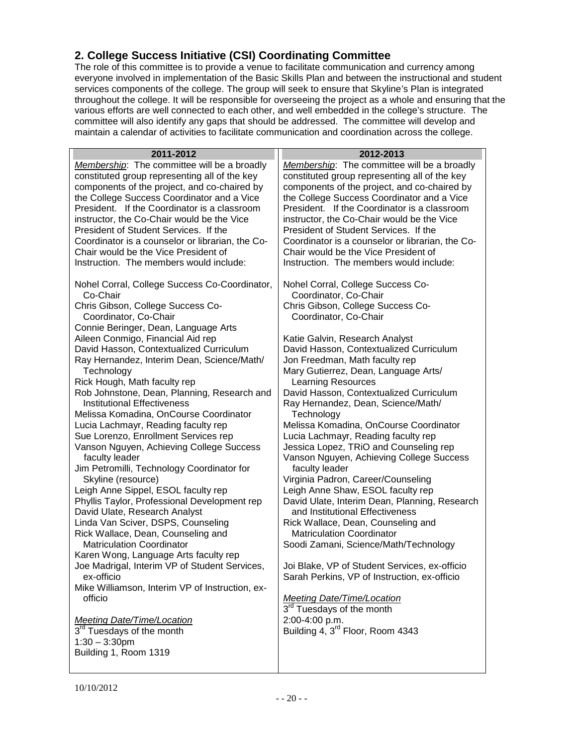## 2. College Success Initiative (CSI) Coordinating Committee

The role of this committee is to provide a venue to facilitate communication and currency among everyone involved in implementation of the Basic Skills Plan and between the instructional and student services components of the college. The group will seek to ensure that Skyline's Plan is integrated throughout the college. It will be responsible for overseeing the project as a whole and ensuring that the various efforts are well connected to each other, and well embedded in the college's structure. The committee will also identify any gaps that should be addressed. The committee will develop and maintain a calendar of activities to facilitate communication and coordination across the college.

| 2011-2012 | 2012-2013 |
|---|---|
| *Membership*: The committee will be a broadly constituted group representing all of the key components of the project, and co-chaired by the College Success Coordinator and a Vice President. If the Coordinator is a classroom instructor, the Co-Chair would be the Vice President of Student Services. If the Coordinator is a counselor or librarian, the Co-Chair would be the Vice President of Instruction. The members would include:<br><br>Nohel Corral, College Success Co-Coordinator, Co-Chair<br>Chris Gibson, College Success Co-Coordinator, Co-Chair<br>Connie Beringer, Dean, Language Arts<br>Aileen Conmigo, Financial Aid rep<br>David Hasson, Contextualized Curriculum<br>Ray Hernandez, Interim Dean, Science/Math/Technology<br>Rick Hough, Math faculty rep<br>Rob Johnstone, Dean, Planning, Research and Institutional Effectiveness<br>Melissa Komadina, OnCourse Coordinator<br>Lucia Lachmayr, Reading faculty rep<br>Sue Lorenzo, Enrollment Services rep<br>Vanson Nguyen, Achieving College Success faculty leader<br>Jim Petromilli, Technology Coordinator for Skyline (resource)<br>Leigh Anne Sippel, ESOL faculty rep<br>Phyllis Taylor, Professional Development rep<br>David Ulate, Research Analyst<br>Linda Van Sciver, DSPS, Counseling<br>Rick Wallace, Dean, Counseling and Matriculation Coordinator<br>Karen Wong, Language Arts faculty rep<br>Joe Madrigal, Interim VP of Student Services, ex-officio<br>Mike Williamson, Interim VP of Instruction, ex-officio<br><br>*Meeting Date/Time/Location*<br>3rd Tuesdays of the month<br>1:30 – 3:30pm<br>Building 1, Room 1319 | *Membership*: The committee will be a broadly constituted group representing all of the key components of the project, and co-chaired by the College Success Coordinator and a Vice President. If the Coordinator is a classroom instructor, the Co-Chair would be the Vice President of Student Services. If the Coordinator is a counselor or librarian, the Co-Chair would be the Vice President of Instruction. The members would include:<br><br>Nohel Corral, College Success Co-Coordinator, Co-Chair<br>Chris Gibson, College Success Co-Coordinator, Co-Chair<br><br>Katie Galvin, Research Analyst<br>David Hasson, Contextualized Curriculum<br>Jon Freedman, Math faculty rep<br>Mary Gutierrez, Dean, Language Arts/Learning Resources<br>David Hasson, Contextualized Curriculum<br>Ray Hernandez, Dean, Science/Math/Technology<br>Melissa Komadina, OnCourse Coordinator<br>Lucia Lachmayr, Reading faculty rep<br>Jessica Lopez, TRiO and Counseling rep<br>Vanson Nguyen, Achieving College Success faculty leader<br>Virginia Padron, Career/Counseling<br>Leigh Anne Shaw, ESOL faculty rep<br>David Ulate, Interim Dean, Planning, Research and Institutional Effectiveness<br>Rick Wallace, Dean, Counseling and Matriculation Coordinator<br>Soodi Zamani, Science/Math/Technology<br><br>Joi Blake, VP of Student Services, ex-officio<br>Sarah Perkins, VP of Instruction, ex-officio<br><br>*Meeting Date/Time/Location*<br>3rd Tuesdays of the month<br>2:00-4:00 p.m.<br>Building 4, 3rd Floor, Room 4343 |

10/10/2012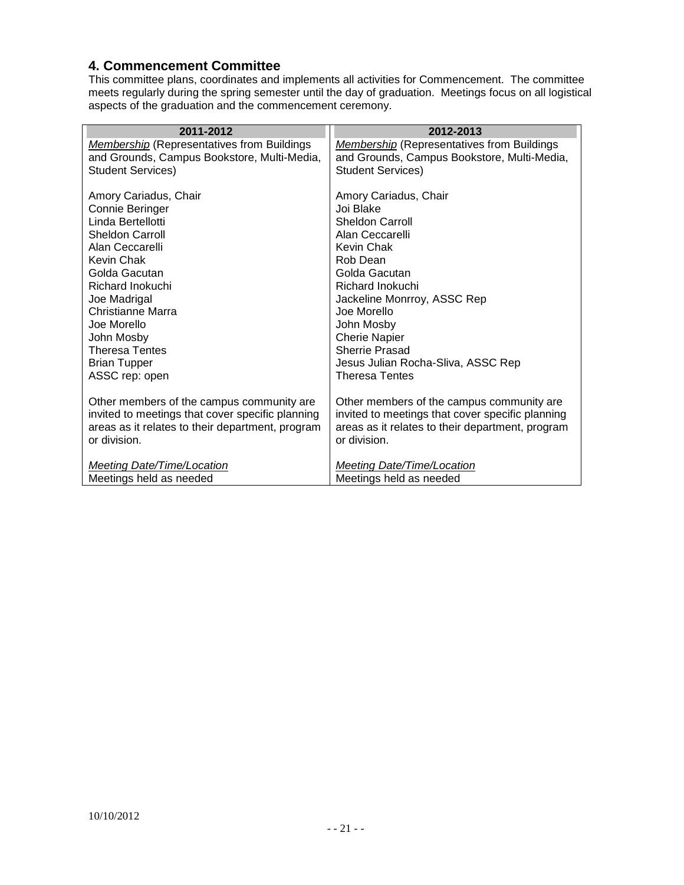## 4. Commencement Committee

This committee plans, coordinates and implements all activities for Commencement. The committee meets regularly during the spring semester until the day of graduation. Meetings focus on all logistical aspects of the graduation and the commencement ceremony.

| 2011-2012 | 2012-2013 |
|---|---|
| *Membership* (Representatives from Buildings and Grounds, Campus Bookstore, Multi-Media, Student Services) | *Membership* (Representatives from Buildings and Grounds, Campus Bookstore, Multi-Media, Student Services) |
| Amory Cariadus, Chair<br>Connie Beringer<br>Linda Bertellotti<br>Sheldon Carroll<br>Alan Ceccarelli<br>Kevin Chak<br>Golda Gacutan<br>Richard Inokuchi<br>Joe Madrigal<br>Christianne Marra<br>Joe Morello<br>John Mosby<br>Theresa Tentes<br>Brian Tupper<br>ASSC rep: open | Amory Cariadus, Chair<br>Joi Blake<br>Sheldon Carroll<br>Alan Ceccarelli<br>Kevin Chak<br>Rob Dean<br>Golda Gacutan<br>Richard Inokuchi<br>Jackeline Monrroy, ASSC Rep<br>Joe Morello<br>John Mosby<br>Cherie Napier<br>Sherrie Prasad<br>Jesus Julian Rocha-Sliva, ASSC Rep<br>Theresa Tentes |
| Other members of the campus community are invited to meetings that cover specific planning areas as it relates to their department, program or division. | Other members of the campus community are invited to meetings that cover specific planning areas as it relates to their department, program or division. |
| *Meeting Date/Time/Location*<br>Meetings held as needed | *Meeting Date/Time/Location*<br>Meetings held as needed |

10/10/2012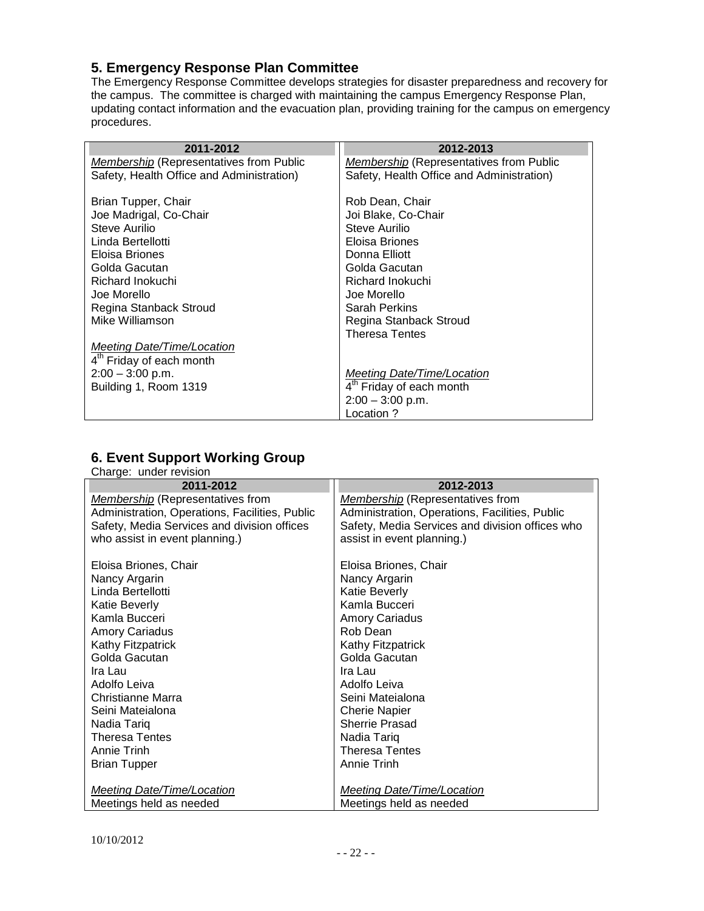## 5. Emergency Response Plan Committee

The Emergency Response Committee develops strategies for disaster preparedness and recovery for the campus. The committee is charged with maintaining the campus Emergency Response Plan, updating contact information and the evacuation plan, providing training for the campus on emergency procedures.

| 2011-2012 | 2012-2013 |
|---|---|
| *Membership* (Representatives from Public Safety, Health Office and Administration) | *Membership* (Representatives from Public Safety, Health Office and Administration) |
| Brian Tupper, Chair | Rob Dean, Chair |
| Joe Madrigal, Co-Chair | Joi Blake, Co-Chair |
| Steve Aurilio | Steve Aurilio |
| Linda Bertellotti | Eloisa Briones |
| Eloisa Briones | Donna Elliott |
| Golda Gacutan | Golda Gacutan |
| Richard Inokuchi | Richard Inokuchi |
| Joe Morello | Joe Morello |
| Regina Stanback Stroud | Sarah Perkins |
| Mike Williamson | Regina Stanback Stroud |
| | Theresa Tentes |
| *Meeting Date/Time/Location* | *Meeting Date/Time/Location* |
| 4th Friday of each month | 4th Friday of each month |
| 2:00 – 3:00 p.m. | 2:00 – 3:00 p.m. |
| Building 1, Room 1319 | Location ? |

## 6. Event Support Working Group

Charge: under revision

| 2011-2012 | 2012-2013 |
|---|---|
| *Membership* (Representatives from Administration, Operations, Facilities, Public Safety, Media Services and division offices who assist in event planning.) | *Membership* (Representatives from Administration, Operations, Facilities, Public Safety, Media Services and division offices who assist in event planning.) |
| Eloisa Briones, Chair | Eloisa Briones, Chair |
| Nancy Argarin | Nancy Argarin |
| Linda Bertellotti | Katie Beverly |
| Katie Beverly | Kamla Bucceri |
| Kamla Bucceri | Amory Cariadus |
| Amory Cariadus | Rob Dean |
| Kathy Fitzpatrick | Kathy Fitzpatrick |
| Golda Gacutan | Golda Gacutan |
| Ira Lau | Ira Lau |
| Adolfo Leiva | Adolfo Leiva |
| Christianne Marra | Seini Mateialona |
| Seini Mateialona | Cherie Napier |
| Nadia Tariq | Sherrie Prasad |
| Theresa Tentes | Nadia Tariq |
| Annie Trinh | Theresa Tentes |
| Brian Tupper | Annie Trinh |
| *Meeting Date/Time/Location* | *Meeting Date/Time/Location* |
| Meetings held as needed | Meetings held as needed |

10/10/2012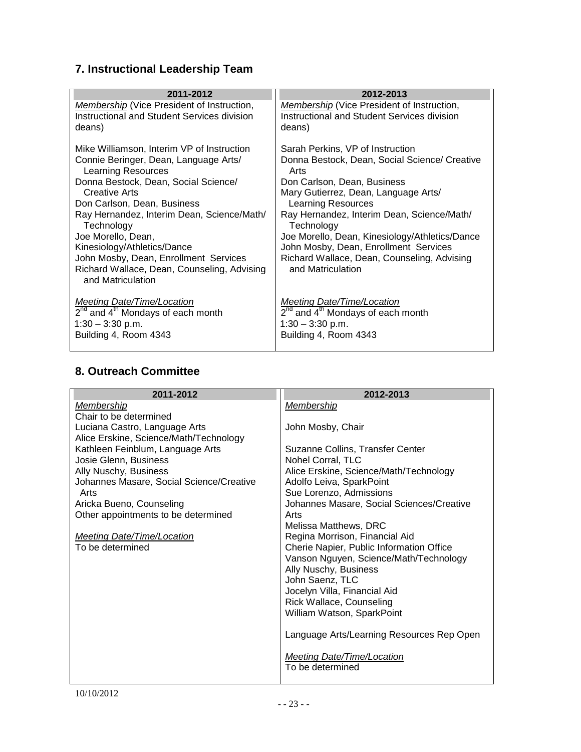## 7. Instructional Leadership Team

| 2011-2012 | 2012-2013 |
|---|---|
| *Membership* (Vice President of Instruction, Instructional and Student Services division deans) | *Membership* (Vice President of Instruction, Instructional and Student Services division deans) |
| Mike Williamson, Interim VP of Instruction<br>Connie Beringer, Dean, Language Arts/ Learning Resources<br>Donna Bestock, Dean, Social Science/ Creative Arts<br>Don Carlson, Dean, Business<br>Ray Hernandez, Interim Dean, Science/Math/ Technology<br>Joe Morello, Dean, Kinesiology/Athletics/Dance<br>John Mosby, Dean, Enrollment Services<br>Richard Wallace, Dean, Counseling, Advising and Matriculation | Sarah Perkins, VP of Instruction<br>Donna Bestock, Dean, Social Science/ Creative Arts<br>Don Carlson, Dean, Business<br>Mary Gutierrez, Dean, Language Arts/ Learning Resources<br>Ray Hernandez, Interim Dean, Science/Math/ Technology<br>Joe Morello, Dean, Kinesiology/Athletics/Dance<br>John Mosby, Dean, Enrollment Services<br>Richard Wallace, Dean, Counseling, Advising and Matriculation |
| *Meeting Date/Time/Location*<br>2nd and 4th Mondays of each month<br>1:30 – 3:30 p.m.<br>Building 4, Room 4343 | *Meeting Date/Time/Location*<br>2nd and 4th Mondays of each month<br>1:30 – 3:30 p.m.<br>Building 4, Room 4343 |

## 8. Outreach Committee

| 2011-2012 | 2012-2013 |
|---|---|
| *Membership*<br>Chair to be determined<br>Luciana Castro, Language Arts<br>Alice Erskine, Science/Math/Technology<br>Kathleen Feinblum, Language Arts<br>Josie Glenn, Business<br>Ally Nuschy, Business<br>Johannes Masare, Social Science/Creative Arts<br>Aricka Bueno, Counseling<br>Other appointments to be determined | *Membership*<br>John Mosby, Chair<br><br>Suzanne Collins, Transfer Center<br>Nohel Corral, TLC<br>Alice Erskine, Science/Math/Technology<br>Adolfo Leiva, SparkPoint<br>Sue Lorenzo, Admissions<br>Johannes Masare, Social Sciences/Creative Arts<br>Melissa Matthews, DRC<br>Regina Morrison, Financial Aid<br>Cherie Napier, Public Information Office<br>Vanson Nguyen, Science/Math/Technology<br>Ally Nuschy, Business<br>John Saenz, TLC<br>Jocelyn Villa, Financial Aid<br>Rick Wallace, Counseling<br>William Watson, SparkPoint<br><br>Language Arts/Learning Resources Rep Open |
| *Meeting Date/Time/Location*<br>To be determined | *Meeting Date/Time/Location*<br>To be determined |

10/10/2012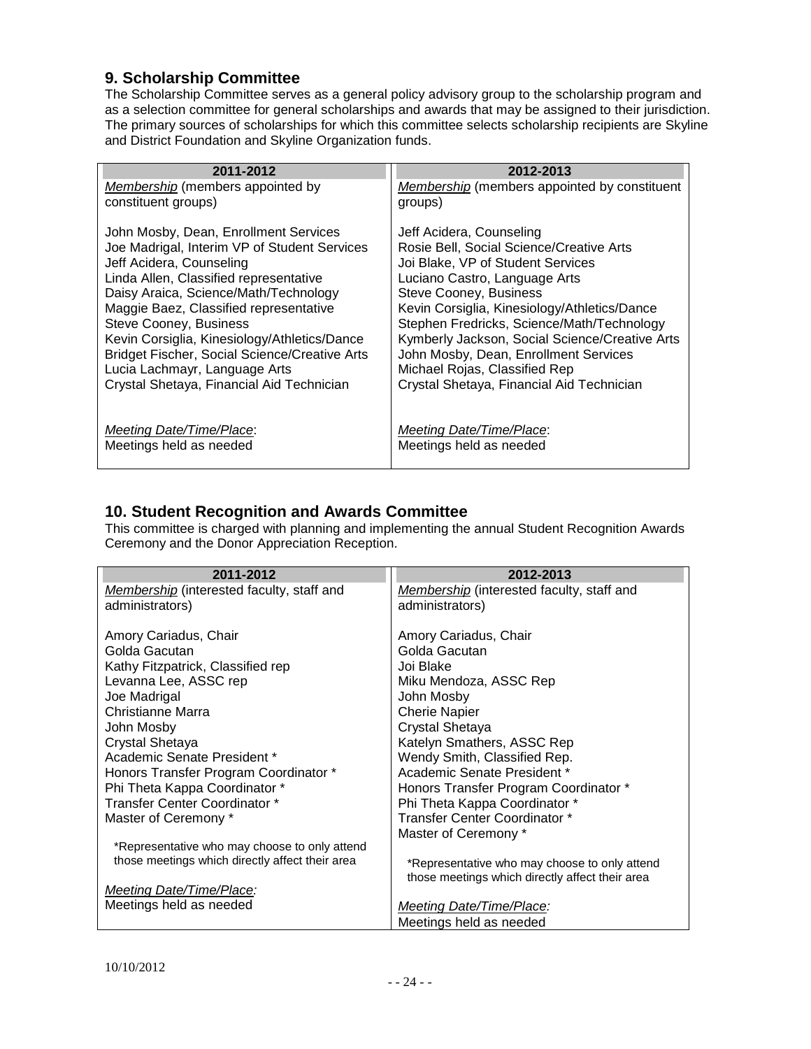## 9. Scholarship Committee

The Scholarship Committee serves as a general policy advisory group to the scholarship program and as a selection committee for general scholarships and awards that may be assigned to their jurisdiction. The primary sources of scholarships for which this committee selects scholarship recipients are Skyline and District Foundation and Skyline Organization funds.

| 2011-2012 | 2012-2013 |
|---|---|
| *Membership* (members appointed by constituent groups)<br><br>John Mosby, Dean, Enrollment Services<br>Joe Madrigal, Interim VP of Student Services<br>Jeff Acidera, Counseling<br>Linda Allen, Classified representative<br>Daisy Araica, Science/Math/Technology<br>Maggie Baez, Classified representative<br>Steve Cooney, Business<br>Kevin Corsiglia, Kinesiology/Athletics/Dance<br>Bridget Fischer, Social Science/Creative Arts<br>Lucia Lachmayr, Language Arts<br>Crystal Shetaya, Financial Aid Technician<br><br>*Meeting Date/Time/Place*:<br>Meetings held as needed | *Membership* (members appointed by constituent groups)<br><br>Jeff Acidera, Counseling<br>Rosie Bell, Social Science/Creative Arts<br>Joi Blake, VP of Student Services<br>Luciano Castro, Language Arts<br>Steve Cooney, Business<br>Kevin Corsiglia, Kinesiology/Athletics/Dance<br>Stephen Fredricks, Science/Math/Technology<br>Kymberly Jackson, Social Science/Creative Arts<br>John Mosby, Dean, Enrollment Services<br>Michael Rojas, Classified Rep<br>Crystal Shetaya, Financial Aid Technician<br><br>*Meeting Date/Time/Place*:<br>Meetings held as needed |

## 10. Student Recognition and Awards Committee

This committee is charged with planning and implementing the annual Student Recognition Awards Ceremony and the Donor Appreciation Reception.

| 2011-2012 | 2012-2013 |
|---|---|
| *Membership* (interested faculty, staff and administrators)<br><br>Amory Cariadus, Chair<br>Golda Gacutan<br>Kathy Fitzpatrick, Classified rep<br>Levanna Lee, ASSC rep<br>Joe Madrigal<br>Christianne Marra<br>John Mosby<br>Crystal Shetaya<br>Academic Senate President *<br>Honors Transfer Program Coordinator *<br>Phi Theta Kappa Coordinator *<br>Transfer Center Coordinator *<br>Master of Ceremony *<br><br>*Representative who may choose to only attend those meetings which directly affect their area<br><br>*Meeting Date/Time/Place:*<br>Meetings held as needed | *Membership* (interested faculty, staff and administrators)<br><br>Amory Cariadus, Chair<br>Golda Gacutan<br>Joi Blake<br>Miku Mendoza, ASSC Rep<br>John Mosby<br>Cherie Napier<br>Crystal Shetaya<br>Katelyn Smathers, ASSC Rep<br>Wendy Smith, Classified Rep.<br>Academic Senate President *<br>Honors Transfer Program Coordinator *<br>Phi Theta Kappa Coordinator *<br>Transfer Center Coordinator *<br>Master of Ceremony *<br><br>*Representative who may choose to only attend those meetings which directly affect their area<br><br>*Meeting Date/Time/Place:*<br>Meetings held as needed |

10/10/2012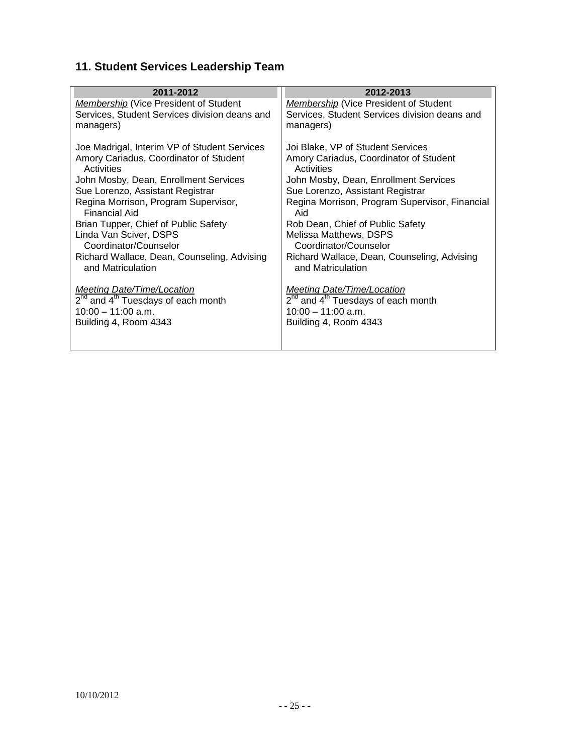## 11. Student Services Leadership Team

| 2011-2012 | 2012-2013 |
|---|---|
| *Membership* (Vice President of Student Services, Student Services division deans and managers) | *Membership* (Vice President of Student Services, Student Services division deans and managers) |
| Joe Madrigal, Interim VP of Student Services<br>Amory Cariadus, Coordinator of Student Activities<br>John Mosby, Dean, Enrollment Services<br>Sue Lorenzo, Assistant Registrar<br>Regina Morrison, Program Supervisor, Financial Aid<br>Brian Tupper, Chief of Public Safety<br>Linda Van Sciver, DSPS Coordinator/Counselor<br>Richard Wallace, Dean, Counseling, Advising and Matriculation | Joi Blake, VP of Student Services<br>Amory Cariadus, Coordinator of Student Activities<br>John Mosby, Dean, Enrollment Services<br>Sue Lorenzo, Assistant Registrar<br>Regina Morrison, Program Supervisor, Financial Aid<br>Rob Dean, Chief of Public Safety<br>Melissa Matthews, DSPS Coordinator/Counselor<br>Richard Wallace, Dean, Counseling, Advising and Matriculation |
| *Meeting Date/Time/Location*<br>2nd and 4th Tuesdays of each month<br>10:00 – 11:00 a.m.<br>Building 4, Room 4343 | *Meeting Date/Time/Location*<br>2nd and 4th Tuesdays of each month<br>10:00 – 11:00 a.m.<br>Building 4, Room 4343 |

10/10/2012